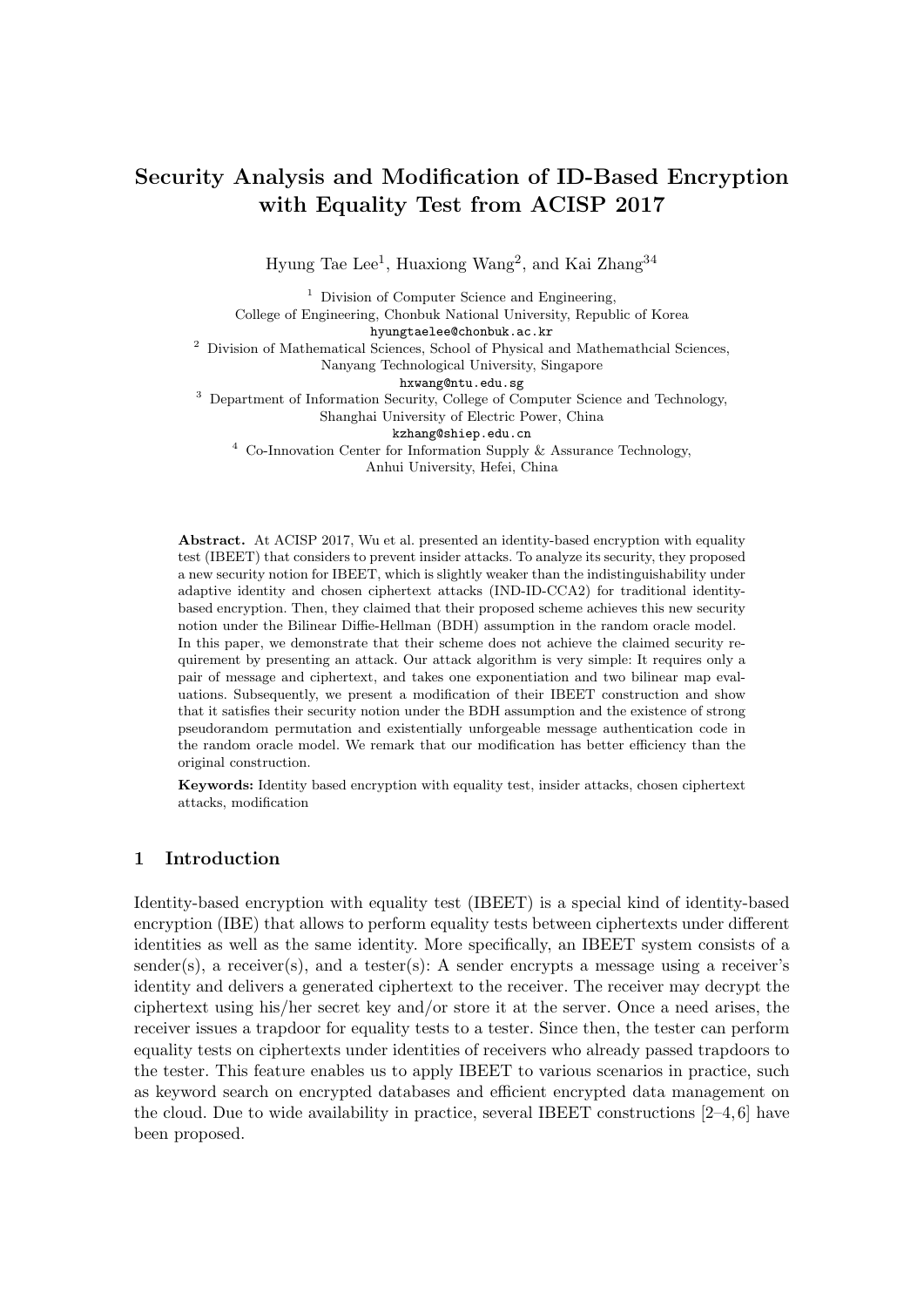# Security Analysis and Modification of ID-Based Encryption with Equality Test from ACISP 2017

Hyung Tae Lee[1], Huaxiong Wang[2], and Kai Zhang[3,4]

[1] Division of Computer Science and Engineering,
College of Engineering, Chonbuk National University, Republic of Korea
hyungtaelee@chonbuk.ac.kr

[2] Division of Mathematical Sciences, School of Physical and Mathemathcial Sciences,
Nanyang Technological University, Singapore
hxwang@ntu.edu.sg

[3] Department of Information Security, College of Computer Science and Technology,
Shanghai University of Electric Power, China
kzhang@shiep.edu.cn

[4] Co-Innovation Center for Information Supply & Assurance Technology,
Anhui University, Hefei, China

**Abstract.** At ACISP 2017, Wu et al. presented an identity-based encryption with equality test (IBEET) that considers to prevent insider attacks. To analyze its security, they proposed a new security notion for IBEET, which is slightly weaker than the indistinguishability under adaptive identity and chosen ciphertext attacks (IND-ID-CCA2) for traditional identity-based encryption. Then, they claimed that their proposed scheme achieves this new security notion under the Bilinear Diffie-Hellman (BDH) assumption in the random oracle model. In this paper, we demonstrate that their scheme does not achieve the claimed security requirement by presenting an attack. Our attack algorithm is very simple: It requires only a pair of message and ciphertext, and takes one exponentiation and two bilinear map evaluations. Subsequently, we present a modification of their IBEET construction and show that it satisfies their security notion under the BDH assumption and the existence of strong pseudorandom permutation and existentially unforgeable message authentication code in the random oracle model. We remark that our modification has better efficiency than the original construction.

**Keywords:** Identity based encryption with equality test, insider attacks, chosen ciphertext attacks, modification

## 1 Introduction

Identity-based encryption with equality test (IBEET) is a special kind of identity-based encryption (IBE) that allows to perform equality tests between ciphertexts under different identities as well as the same identity. More specifically, an IBEET system consists of a sender(s), a receiver(s), and a tester(s): A sender encrypts a message using a receiver's identity and delivers a generated ciphertext to the receiver. The receiver may decrypt the ciphertext using his/her secret key and/or store it at the server. Once a need arises, the receiver issues a trapdoor for equality tests to a tester. Since then, the tester can perform equality tests on ciphertexts under identities of receivers who already passed trapdoors to the tester. This feature enables us to apply IBEET to various scenarios in practice, such as keyword search on encrypted databases and efficient encrypted data management on the cloud. Due to wide availability in practice, several IBEET constructions [2–4, 6] have been proposed.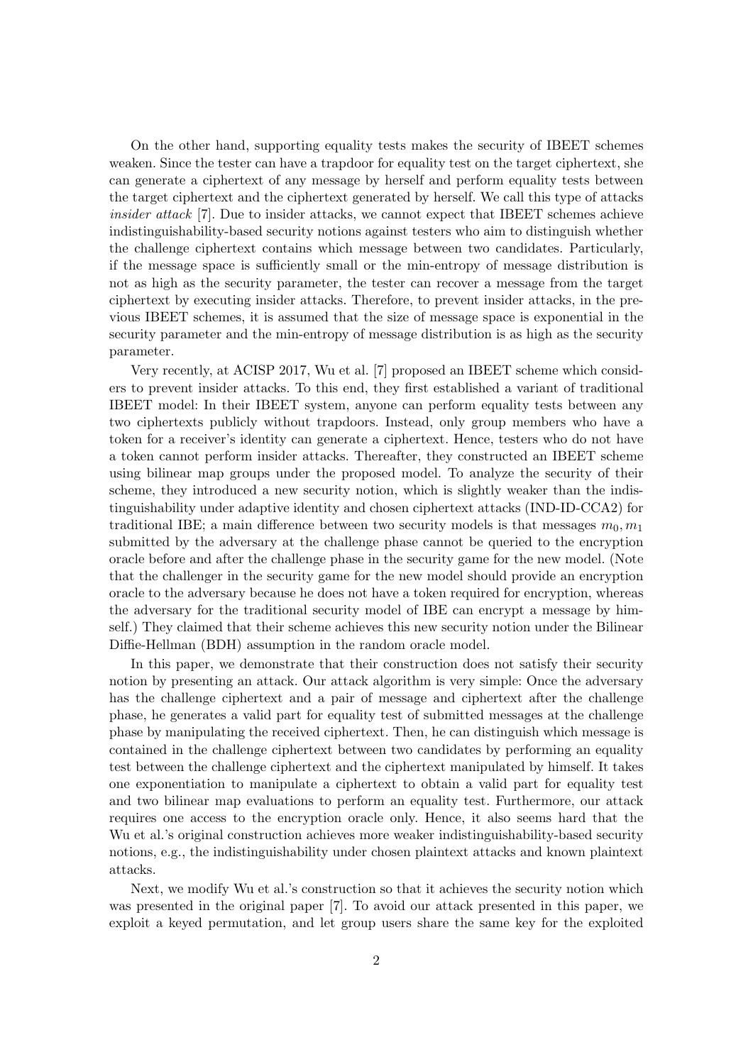On the other hand, supporting equality tests makes the security of IBEET schemes weaken. Since the tester can have a trapdoor for equality test on the target ciphertext, she can generate a ciphertext of any message by herself and perform equality tests between the target ciphertext and the ciphertext generated by herself. We call this type of attacks *insider attack* [7]. Due to insider attacks, we cannot expect that IBEET schemes achieve indistinguishability-based security notions against testers who aim to distinguish whether the challenge ciphertext contains which message between two candidates. Particularly, if the message space is sufficiently small or the min-entropy of message distribution is not as high as the security parameter, the tester can recover a message from the target ciphertext by executing insider attacks. Therefore, to prevent insider attacks, in the previous IBEET schemes, it is assumed that the size of message space is exponential in the security parameter and the min-entropy of message distribution is as high as the security parameter.

Very recently, at ACISP 2017, Wu et al. [7] proposed an IBEET scheme which considers to prevent insider attacks. To this end, they first established a variant of traditional IBEET model: In their IBEET system, anyone can perform equality tests between any two ciphertexts publicly without trapdoors. Instead, only group members who have a token for a receiver's identity can generate a ciphertext. Hence, testers who do not have a token cannot perform insider attacks. Thereafter, they constructed an IBEET scheme using bilinear map groups under the proposed model. To analyze the security of their scheme, they introduced a new security notion, which is slightly weaker than the indistinguishability under adaptive identity and chosen ciphertext attacks (IND-ID-CCA2) for traditional IBE; a main difference between two security models is that messages $m_0, m_1$ submitted by the adversary at the challenge phase cannot be queried to the encryption oracle before and after the challenge phase in the security game for the new model. (Note that the challenger in the security game for the new model should provide an encryption oracle to the adversary because he does not have a token required for encryption, whereas the adversary for the traditional security model of IBE can encrypt a message by himself.) They claimed that their scheme achieves this new security notion under the Bilinear Diffie-Hellman (BDH) assumption in the random oracle model.

In this paper, we demonstrate that their construction does not satisfy their security notion by presenting an attack. Our attack algorithm is very simple: Once the adversary has the challenge ciphertext and a pair of message and ciphertext after the challenge phase, he generates a valid part for equality test of submitted messages at the challenge phase by manipulating the received ciphertext. Then, he can distinguish which message is contained in the challenge ciphertext between two candidates by performing an equality test between the challenge ciphertext and the ciphertext manipulated by himself. It takes one exponentiation to manipulate a ciphertext to obtain a valid part for equality test and two bilinear map evaluations to perform an equality test. Furthermore, our attack requires one access to the encryption oracle only. Hence, it also seems hard that the Wu et al.'s original construction achieves more weaker indistinguishability-based security notions, e.g., the indistinguishability under chosen plaintext attacks and known plaintext attacks.

Next, we modify Wu et al.'s construction so that it achieves the security notion which was presented in the original paper [7]. To avoid our attack presented in this paper, we exploit a keyed permutation, and let group users share the same key for the exploited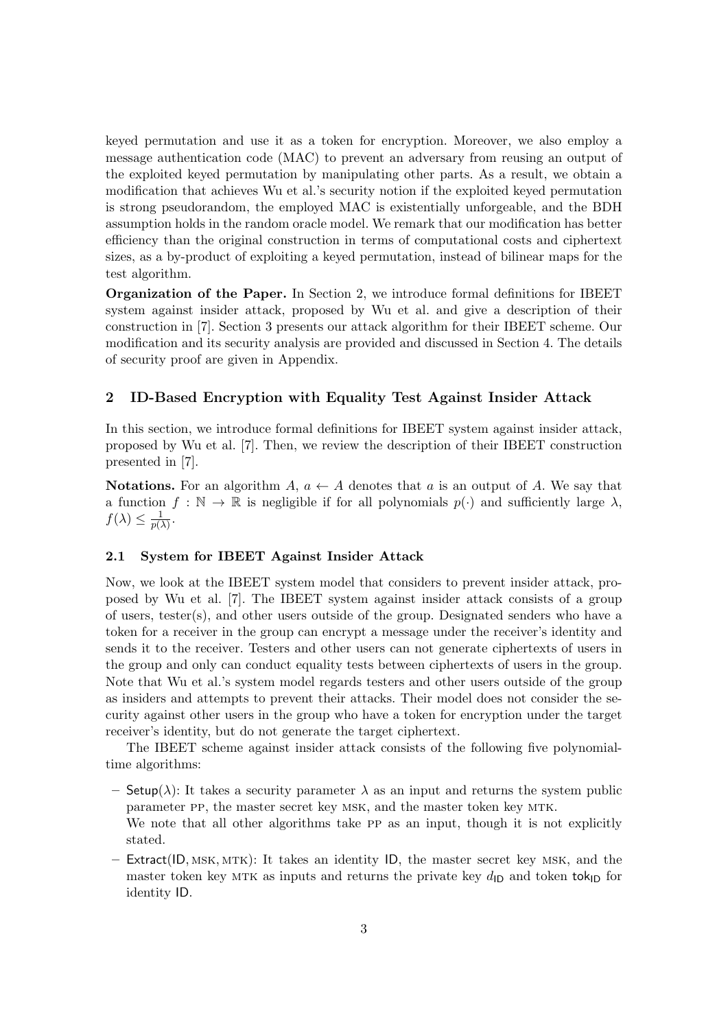keyed permutation and use it as a token for encryption. Moreover, we also employ a message authentication code (MAC) to prevent an adversary from reusing an output of the exploited keyed permutation by manipulating other parts. As a result, we obtain a modification that achieves Wu et al.'s security notion if the exploited keyed permutation is strong pseudorandom, the employed MAC is existentially unforgeable, and the BDH assumption holds in the random oracle model. We remark that our modification has better efficiency than the original construction in terms of computational costs and ciphertext sizes, as a by-product of exploiting a keyed permutation, instead of bilinear maps for the test algorithm.

**Organization of the Paper.** In Section 2, we introduce formal definitions for IBEET system against insider attack, proposed by Wu et al. and give a description of their construction in [7]. Section 3 presents our attack algorithm for their IBEET scheme. Our modification and its security analysis are provided and discussed in Section 4. The details of security proof are given in Appendix.

## 2 ID-Based Encryption with Equality Test Against Insider Attack

In this section, we introduce formal definitions for IBEET system against insider attack, proposed by Wu et al. [7]. Then, we review the description of their IBEET construction presented in [7].

**Notations.** For an algorithm $A$, $a \leftarrow A$ denotes that $a$ is an output of $A$. We say that a function $f : \mathbb{N} \to \mathbb{R}$ is negligible if for all polynomials $p(\cdot)$ and sufficiently large $\lambda$, $f(\lambda) \leq \frac{1}{p(\lambda)}$.

### 2.1 System for IBEET Against Insider Attack

Now, we look at the IBEET system model that considers to prevent insider attack, proposed by Wu et al. [7]. The IBEET system against insider attack consists of a group of users, tester(s), and other users outside of the group. Designated senders who have a token for a receiver in the group can encrypt a message under the receiver's identity and sends it to the receiver. Testers and other users can not generate ciphertexts of users in the group and only can conduct equality tests between ciphertexts of users in the group. Note that Wu et al.'s system model regards testers and other users outside of the group as insiders and attempts to prevent their attacks. Their model does not consider the security against other users in the group who have a token for encryption under the target receiver's identity, but do not generate the target ciphertext.

The IBEET scheme against insider attack consists of the following five polynomial-time algorithms:

– $\mathsf{Setup}(\lambda)$: It takes a security parameter $\lambda$ as an input and returns the system public parameter $\textsc{pp}$, the master secret key $\textsc{msk}$, and the master token key $\textsc{mtk}$.
  We note that all other algorithms take $\textsc{pp}$ as an input, though it is not explicitly stated.
– $\mathsf{Extract}(\mathsf{ID}, \textsc{msk}, \textsc{mtk})$: It takes an identity $\mathsf{ID}$, the master secret key $\textsc{msk}$, and the master token key $\textsc{mtk}$ as inputs and returns the private key $d_{\mathsf{ID}}$ and token $\mathsf{tok}_{\mathsf{ID}}$ for identity $\mathsf{ID}$.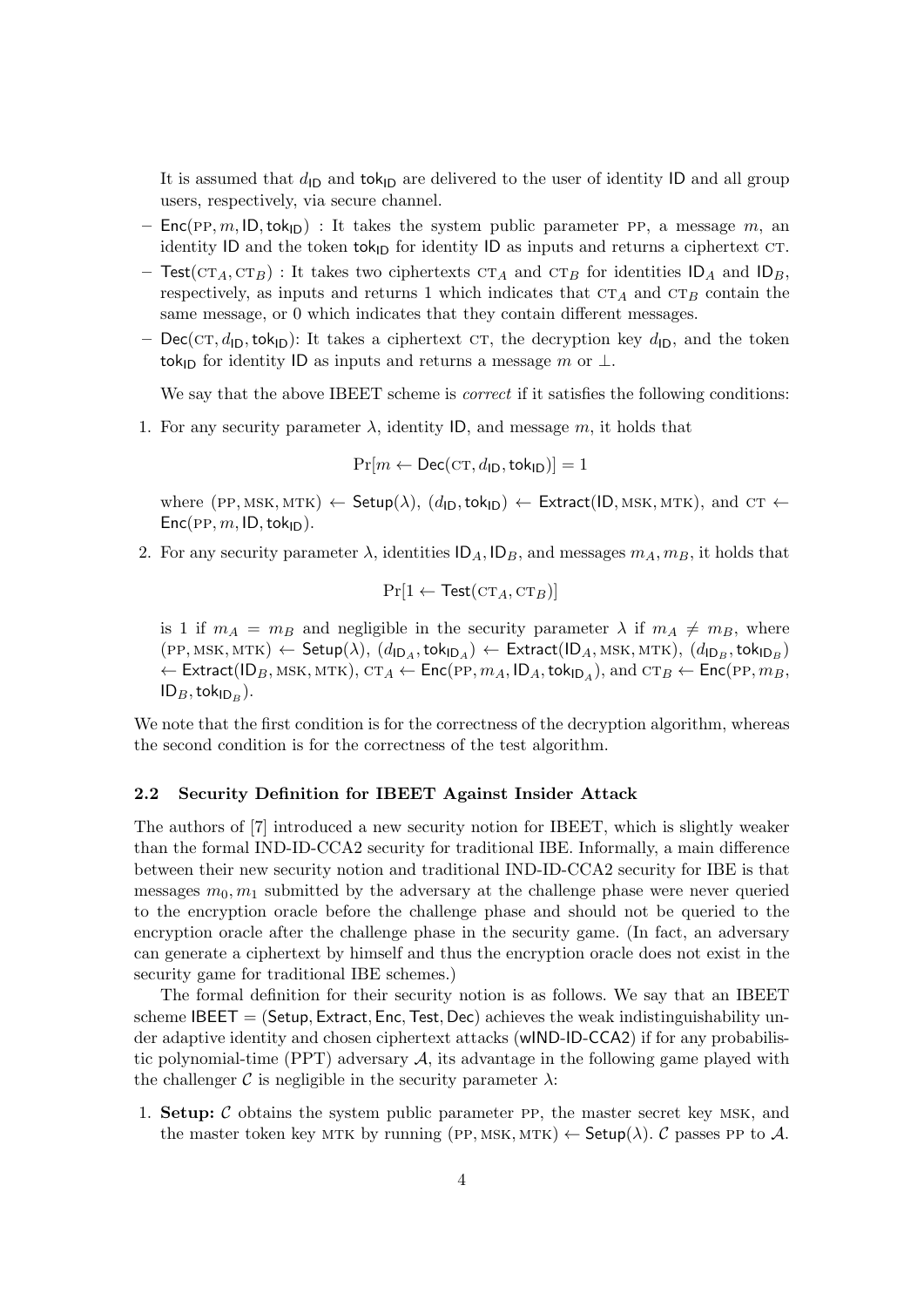It is assumed that $d_{\mathsf{ID}}$ and $\mathsf{tok}_{\mathsf{ID}}$ are delivered to the user of identity $\mathsf{ID}$ and all group users, respectively, via secure channel.

– $\mathsf{Enc}(\text{PP}, m, \mathsf{ID}, \mathsf{tok}_{\mathsf{ID}})$ : It takes the system public parameter PP, a message $m$, an identity $\mathsf{ID}$ and the token $\mathsf{tok}_{\mathsf{ID}}$ for identity $\mathsf{ID}$ as inputs and returns a ciphertext CT.

– $\mathsf{Test}(\text{CT}_A, \text{CT}_B)$ : It takes two ciphertexts $\text{CT}_A$ and $\text{CT}_B$ for identities $\mathsf{ID}_A$ and $\mathsf{ID}_B$, respectively, as inputs and returns 1 which indicates that $\text{CT}_A$ and $\text{CT}_B$ contain the same message, or 0 which indicates that they contain different messages.

– $\mathsf{Dec}(\text{CT}, d_{\mathsf{ID}}, \mathsf{tok}_{\mathsf{ID}})$: It takes a ciphertext CT, the decryption key $d_{\mathsf{ID}}$, and the token $\mathsf{tok}_{\mathsf{ID}}$ for identity $\mathsf{ID}$ as inputs and returns a message $m$ or $\perp$.

We say that the above IBEET scheme is *correct* if it satisfies the following conditions:

1. For any security parameter $\lambda$, identity $\mathsf{ID}$, and message $m$, it holds that

$$\Pr[m \leftarrow \mathsf{Dec}(\text{CT}, d_{\mathsf{ID}}, \mathsf{tok}_{\mathsf{ID}})] = 1$$

where $(\text{PP}, \text{MSK}, \text{MTK}) \leftarrow \mathsf{Setup}(\lambda)$, $(d_{\mathsf{ID}}, \mathsf{tok}_{\mathsf{ID}}) \leftarrow \mathsf{Extract}(\mathsf{ID}, \text{MSK}, \text{MTK})$, and $\text{CT} \leftarrow \mathsf{Enc}(\text{PP}, m, \mathsf{ID}, \mathsf{tok}_{\mathsf{ID}})$.

2. For any security parameter $\lambda$, identities $\mathsf{ID}_A, \mathsf{ID}_B$, and messages $m_A, m_B$, it holds that

$$\Pr[1 \leftarrow \mathsf{Test}(\text{CT}_A, \text{CT}_B)]$$

is 1 if $m_A = m_B$ and negligible in the security parameter $\lambda$ if $m_A \neq m_B$, where $(\text{PP}, \text{MSK}, \text{MTK}) \leftarrow \mathsf{Setup}(\lambda)$, $(d_{\mathsf{ID}_A}, \mathsf{tok}_{\mathsf{ID}_A}) \leftarrow \mathsf{Extract}(\mathsf{ID}_A, \text{MSK}, \text{MTK})$, $(d_{\mathsf{ID}_B}, \mathsf{tok}_{\mathsf{ID}_B}) \leftarrow \mathsf{Extract}(\mathsf{ID}_B, \text{MSK}, \text{MTK})$, $\text{CT}_A \leftarrow \mathsf{Enc}(\text{PP}, m_A, \mathsf{ID}_A, \mathsf{tok}_{\mathsf{ID}_A})$, and $\text{CT}_B \leftarrow \mathsf{Enc}(\text{PP}, m_B, \mathsf{ID}_B, \mathsf{tok}_{\mathsf{ID}_B})$.

We note that the first condition is for the correctness of the decryption algorithm, whereas the second condition is for the correctness of the test algorithm.

### 2.2 Security Definition for IBEET Against Insider Attack

The authors of [7] introduced a new security notion for IBEET, which is slightly weaker than the formal IND-ID-CCA2 security for traditional IBE. Informally, a main difference between their new security notion and traditional IND-ID-CCA2 security for IBE is that messages $m_0, m_1$ submitted by the adversary at the challenge phase were never queried to the encryption oracle before the challenge phase and should not be queried to the encryption oracle after the challenge phase in the security game. (In fact, an adversary can generate a ciphertext by himself and thus the encryption oracle does not exist in the security game for traditional IBE schemes.)

The formal definition for their security notion is as follows. We say that an IBEET scheme $\mathsf{IBEET} = (\mathsf{Setup}, \mathsf{Extract}, \mathsf{Enc}, \mathsf{Test}, \mathsf{Dec})$ achieves the weak indistinguishability under adaptive identity and chosen ciphertext attacks (wIND-ID-CCA2) if for any probabilistic polynomial-time (PPT) adversary $\mathcal{A}$, its advantage in the following game played with the challenger $\mathcal{C}$ is negligible in the security parameter $\lambda$:

1. **Setup:** $\mathcal{C}$ obtains the system public parameter PP, the master secret key MSK, and the master token key MTK by running $(\text{PP}, \text{MSK}, \text{MTK}) \leftarrow \mathsf{Setup}(\lambda)$. $\mathcal{C}$ passes PP to $\mathcal{A}$.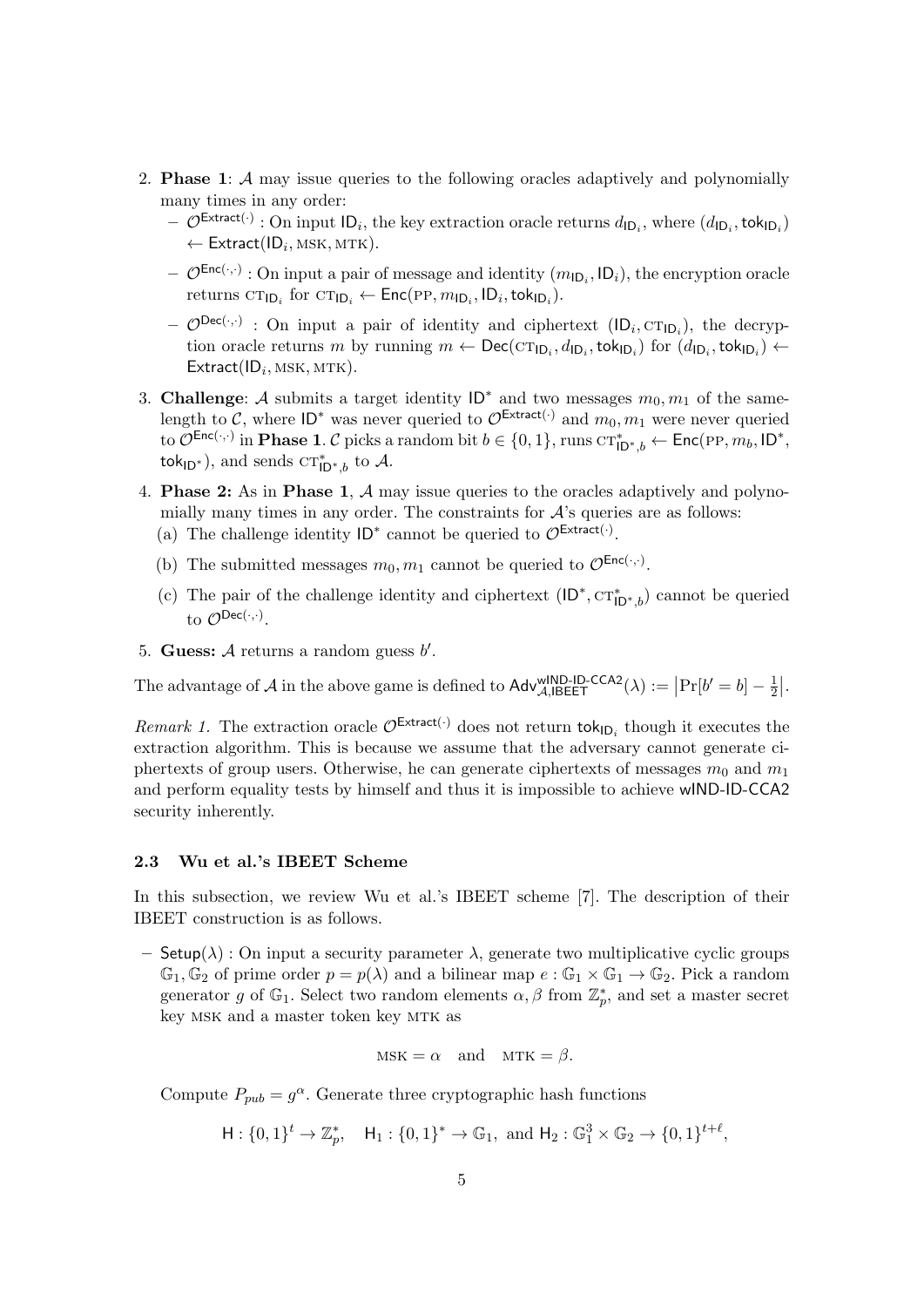2. **Phase 1**: $\mathcal{A}$ may issue queries to the following oracles adaptively and polynomially many times in any order:
   - $\mathcal{O}^{\mathsf{Extract}(\cdot)}$ : On input $\mathsf{ID}_i$, the key extraction oracle returns $d_{\mathsf{ID}_i}$, where $(d_{\mathsf{ID}_i}, \mathsf{tok}_{\mathsf{ID}_i}) \leftarrow \mathsf{Extract}(\mathsf{ID}_i, \text{MSK}, \text{MTK})$.
   - $\mathcal{O}^{\mathsf{Enc}(\cdot,\cdot)}$ : On input a pair of message and identity $(m_{\mathsf{ID}_i}, \mathsf{ID}_i)$, the encryption oracle returns $\text{CT}_{\mathsf{ID}_i}$ for $\text{CT}_{\mathsf{ID}_i} \leftarrow \mathsf{Enc}(\text{PP}, m_{\mathsf{ID}_i}, \mathsf{ID}_i, \mathsf{tok}_{\mathsf{ID}_i})$.
   - $\mathcal{O}^{\mathsf{Dec}(\cdot,\cdot)}$ : On input a pair of identity and ciphertext $(\mathsf{ID}_i, \text{CT}_{\mathsf{ID}_i})$, the decryption oracle returns $m$ by running $m \leftarrow \mathsf{Dec}(\text{CT}_{\mathsf{ID}_i}, d_{\mathsf{ID}_i}, \mathsf{tok}_{\mathsf{ID}_i})$ for $(d_{\mathsf{ID}_i}, \mathsf{tok}_{\mathsf{ID}_i}) \leftarrow \mathsf{Extract}(\mathsf{ID}_i, \text{MSK}, \text{MTK})$.
3. **Challenge**: $\mathcal{A}$ submits a target identity $\mathsf{ID}^*$ and two messages $m_0, m_1$ of the same-length to $\mathcal{C}$, where $\mathsf{ID}^*$ was never queried to $\mathcal{O}^{\mathsf{Extract}(\cdot)}$ and $m_0, m_1$ were never queried to $\mathcal{O}^{\mathsf{Enc}(\cdot,\cdot)}$ in **Phase 1**. $\mathcal{C}$ picks a random bit $b \in \{0, 1\}$, runs $\text{CT}^*_{\mathsf{ID}^*,b} \leftarrow \mathsf{Enc}(\text{PP}, m_b, \mathsf{ID}^*, \mathsf{tok}_{\mathsf{ID}^*})$, and sends $\text{CT}^*_{\mathsf{ID}^*,b}$ to $\mathcal{A}$.
4. **Phase 2:** As in **Phase 1**, $\mathcal{A}$ may issue queries to the oracles adaptively and polynomially many times in any order. The constraints for $\mathcal{A}$'s queries are as follows:
   (a) The challenge identity $\mathsf{ID}^*$ cannot be queried to $\mathcal{O}^{\mathsf{Extract}(\cdot)}$.
   (b) The submitted messages $m_0, m_1$ cannot be queried to $\mathcal{O}^{\mathsf{Enc}(\cdot,\cdot)}$.
   (c) The pair of the challenge identity and ciphertext $(\mathsf{ID}^*, \text{CT}^*_{\mathsf{ID}^*,b})$ cannot be queried to $\mathcal{O}^{\mathsf{Dec}(\cdot,\cdot)}$.
5. **Guess:** $\mathcal{A}$ returns a random guess $b'$.

The advantage of $\mathcal{A}$ in the above game is defined to $\mathsf{Adv}^{\mathsf{wIND\text{-}ID\text{-}CCA2}}_{\mathcal{A},\mathsf{IBEET}}(\lambda) := \left|\Pr[b' = b] - \frac{1}{2}\right|$.

*Remark 1.* The extraction oracle $\mathcal{O}^{\mathsf{Extract}(\cdot)}$ does not return $\mathsf{tok}_{\mathsf{ID}_i}$ though it executes the extraction algorithm. This is because we assume that the adversary cannot generate ciphertexts of group users. Otherwise, he can generate ciphertexts of messages $m_0$ and $m_1$ and perform equality tests by himself and thus it is impossible to achieve wIND-ID-CCA2 security inherently.

### 2.3 Wu et al.'s IBEET Scheme

In this subsection, we review Wu et al.'s IBEET scheme [7]. The description of their IBEET construction is as follows.

– $\mathsf{Setup}(\lambda)$ : On input a security parameter $\lambda$, generate two multiplicative cyclic groups $\mathbb{G}_1, \mathbb{G}_2$ of prime order $p = p(\lambda)$ and a bilinear map $e : \mathbb{G}_1 \times \mathbb{G}_1 \rightarrow \mathbb{G}_2$. Pick a random generator $g$ of $\mathbb{G}_1$. Select two random elements $\alpha, \beta$ from $\mathbb{Z}_p^*$, and set a master secret key MSK and a master token key MTK as

$$\text{MSK} = \alpha \quad \text{and} \quad \text{MTK} = \beta.$$

Compute $P_{pub} = g^{\alpha}$. Generate three cryptographic hash functions

$$\mathsf{H} : \{0,1\}^t \rightarrow \mathbb{Z}_p^*, \quad \mathsf{H}_1 : \{0,1\}^* \rightarrow \mathbb{G}_1, \text{ and } \mathsf{H}_2 : \mathbb{G}_1^3 \times \mathbb{G}_2 \rightarrow \{0,1\}^{t+\ell},$$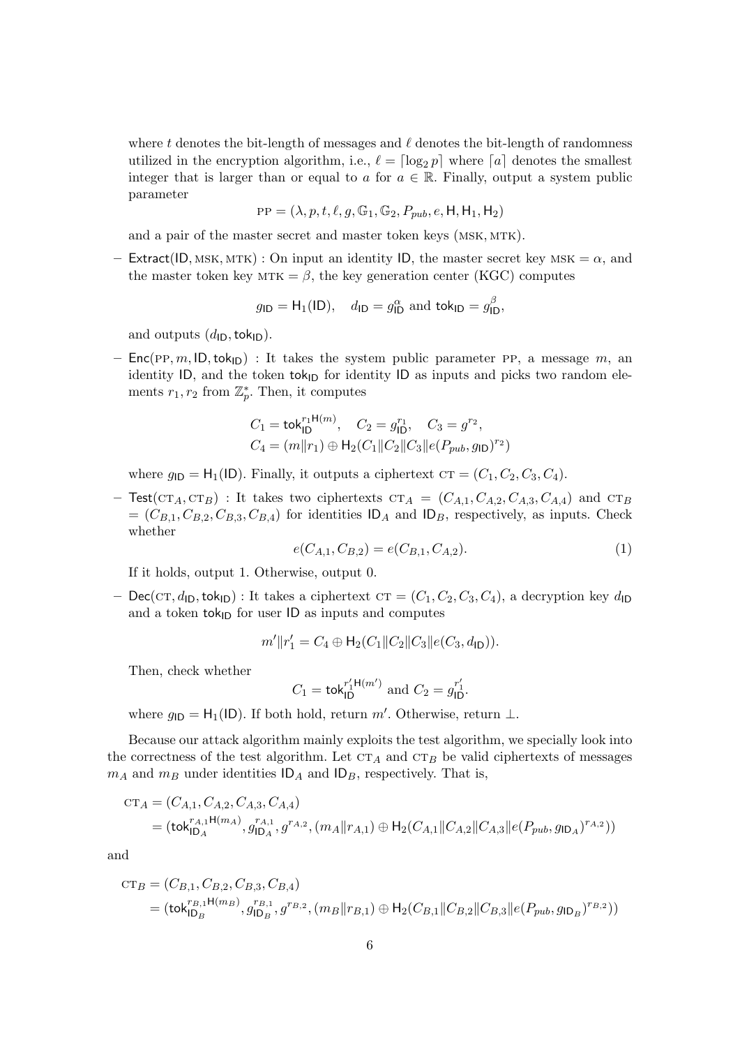where $t$ denotes the bit-length of messages and $\ell$ denotes the bit-length of randomness utilized in the encryption algorithm, i.e., $\ell = \lceil \log_2 p \rceil$ where $\lceil a \rceil$ denotes the smallest integer that is larger than or equal to $a$ for $a \in \mathbb{R}$. Finally, output a system public parameter

$$\text{PP} = (\lambda, p, t, \ell, g, \mathbb{G}_1, \mathbb{G}_2, P_{pub}, e, \mathsf{H}, \mathsf{H}_1, \mathsf{H}_2)$$

and a pair of the master secret and master token keys (MSK, MTK).

– $\mathsf{Extract}(\mathsf{ID}, \text{MSK}, \text{MTK})$ : On input an identity $\mathsf{ID}$, the master secret key $\text{MSK} = \alpha$, and the master token key $\text{MTK} = \beta$, the key generation center (KGC) computes

$$g_{\mathsf{ID}} = \mathsf{H}_1(\mathsf{ID}), \quad d_{\mathsf{ID}} = g_{\mathsf{ID}}^{\alpha} \text{ and } \mathsf{tok}_{\mathsf{ID}} = g_{\mathsf{ID}}^{\beta},$$

and outputs $(d_{\mathsf{ID}}, \mathsf{tok}_{\mathsf{ID}})$.

– $\mathsf{Enc}(\text{PP}, m, \mathsf{ID}, \mathsf{tok}_{\mathsf{ID}})$ : It takes the system public parameter PP, a message $m$, an identity $\mathsf{ID}$, and the token $\mathsf{tok}_{\mathsf{ID}}$ for identity $\mathsf{ID}$ as inputs and picks two random elements $r_1, r_2$ from $\mathbb{Z}_p^*$. Then, it computes

$$C_1 = \mathsf{tok}_{\mathsf{ID}}^{r_1 \mathsf{H}(m)}, \quad C_2 = g_{\mathsf{ID}}^{r_1}, \quad C_3 = g^{r_2},$$
$$C_4 = (m \| r_1) \oplus \mathsf{H}_2(C_1 \| C_2 \| C_3 \| e(P_{pub}, g_{\mathsf{ID}})^{r_2})$$

where $g_{\mathsf{ID}} = \mathsf{H}_1(\mathsf{ID})$. Finally, it outputs a ciphertext $\text{CT} = (C_1, C_2, C_3, C_4)$.

– $\mathsf{Test}(\text{CT}_A, \text{CT}_B)$ : It takes two ciphertexts $\text{CT}_A = (C_{A,1}, C_{A,2}, C_{A,3}, C_{A,4})$ and $\text{CT}_B = (C_{B,1}, C_{B,2}, C_{B,3}, C_{B,4})$ for identities $\mathsf{ID}_A$ and $\mathsf{ID}_B$, respectively, as inputs. Check whether

$$e(C_{A,1}, C_{B,2}) = e(C_{B,1}, C_{A,2}). \tag{1}$$

If it holds, output 1. Otherwise, output 0.

– $\mathsf{Dec}(\text{CT}, d_{\mathsf{ID}}, \mathsf{tok}_{\mathsf{ID}})$ : It takes a ciphertext $\text{CT} = (C_1, C_2, C_3, C_4)$, a decryption key $d_{\mathsf{ID}}$ and a token $\mathsf{tok}_{\mathsf{ID}}$ for user $\mathsf{ID}$ as inputs and computes

$$m' \| r_1' = C_4 \oplus \mathsf{H}_2(C_1 \| C_2 \| C_3 \| e(C_3, d_{\mathsf{ID}})).$$

Then, check whether

$$C_1 = \mathsf{tok}_{\mathsf{ID}}^{r_1' \mathsf{H}(m')} \text{ and } C_2 = g_{\mathsf{ID}}^{r_1'}.$$

where $g_{\mathsf{ID}} = \mathsf{H}_1(\mathsf{ID})$. If both hold, return $m'$. Otherwise, return $\perp$.

Because our attack algorithm mainly exploits the test algorithm, we specially look into the correctness of the test algorithm. Let $\text{CT}_A$ and $\text{CT}_B$ be valid ciphertexts of messages $m_A$ and $m_B$ under identities $\mathsf{ID}_A$ and $\mathsf{ID}_B$, respectively. That is,

$$\begin{aligned}
\text{CT}_A &= (C_{A,1}, C_{A,2}, C_{A,3}, C_{A,4}) \\
&= (\mathsf{tok}_{\mathsf{ID}_A}^{r_{A,1} \mathsf{H}(m_A)}, g_{\mathsf{ID}_A}^{r_{A,1}}, g^{r_{A,2}}, (m_A \| r_{A,1}) \oplus \mathsf{H}_2(C_{A,1} \| C_{A,2} \| C_{A,3} \| e(P_{pub}, g_{\mathsf{ID}_A})^{r_{A,2}}))
\end{aligned}$$

and

$$\begin{aligned}
\text{CT}_B &= (C_{B,1}, C_{B,2}, C_{B,3}, C_{B,4}) \\
&= (\mathsf{tok}_{\mathsf{ID}_B}^{r_{B,1} \mathsf{H}(m_B)}, g_{\mathsf{ID}_B}^{r_{B,1}}, g^{r_{B,2}}, (m_B \| r_{B,1}) \oplus \mathsf{H}_2(C_{B,1} \| C_{B,2} \| C_{B,3} \| e(P_{pub}, g_{\mathsf{ID}_B})^{r_{B,2}}))
\end{aligned}$$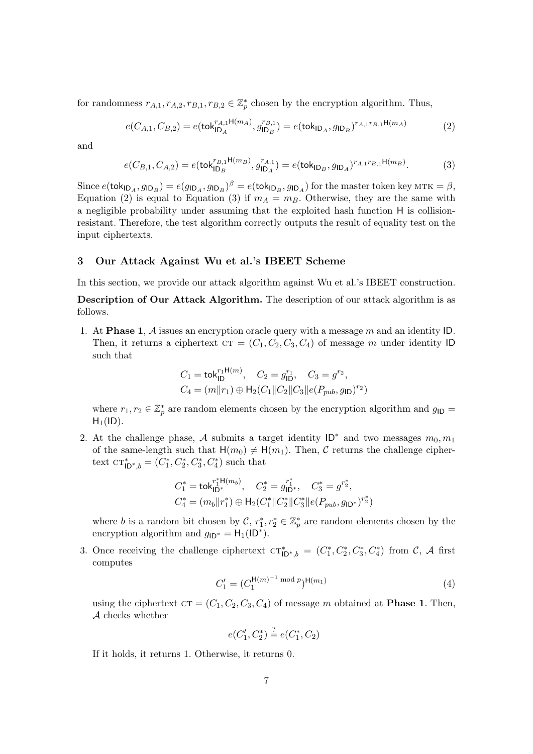for randomness $r_{A,1}, r_{A,2}, r_{B,1}, r_{B,2} \in \mathbb{Z}_p^*$ chosen by the encryption algorithm. Thus,

$$e(C_{A,1}, C_{B,2}) = e(\mathsf{tok}_{\mathsf{ID}_A}^{r_{A,1}\mathsf{H}(m_A)}, g_{\mathsf{ID}_B}^{r_{B,1}}) = e(\mathsf{tok}_{\mathsf{ID}_A}, g_{\mathsf{ID}_B})^{r_{A,1}r_{B,1}\mathsf{H}(m_A)} \tag{2}$$

and

$$e(C_{B,1}, C_{A,2}) = e(\mathsf{tok}_{\mathsf{ID}_B}^{r_{B,1}\mathsf{H}(m_B)}, g_{\mathsf{ID}_A}^{r_{A,1}}) = e(\mathsf{tok}_{\mathsf{ID}_B}, g_{\mathsf{ID}_A})^{r_{A,1}r_{B,1}\mathsf{H}(m_B)}. \tag{3}$$

Since $e(\mathsf{tok}_{\mathsf{ID}_A}, g_{\mathsf{ID}_B}) = e(g_{\mathsf{ID}_A}, g_{\mathsf{ID}_B})^\beta = e(\mathsf{tok}_{\mathsf{ID}_B}, g_{\mathsf{ID}_A})$ for the master token key $\text{MTK} = \beta$, Equation (2) is equal to Equation (3) if $m_A = m_B$. Otherwise, they are the same with a negligible probability under assuming that the exploited hash function $\mathsf{H}$ is collision-resistant. Therefore, the test algorithm correctly outputs the result of equality test on the input ciphertexts.

## 3 Our Attack Against Wu et al.'s IBEET Scheme

In this section, we provide our attack algorithm against Wu et al.'s IBEET construction.

**Description of Our Attack Algorithm.** The description of our attack algorithm is as follows.

1. At **Phase 1**, $\mathcal{A}$ issues an encryption oracle query with a message $m$ and an identity $\mathsf{ID}$. Then, it returns a ciphertext $\text{CT} = (C_1, C_2, C_3, C_4)$ of message $m$ under identity $\mathsf{ID}$ such that

$$C_1 = \mathsf{tok}_{\mathsf{ID}}^{r_1\mathsf{H}(m)}, \quad C_2 = g_{\mathsf{ID}}^{r_1}, \quad C_3 = g^{r_2},$$
$$C_4 = (m\|r_1) \oplus \mathsf{H}_2(C_1\|C_2\|C_3\|e(P_{pub}, g_{\mathsf{ID}})^{r_2})$$

   where $r_1, r_2 \in \mathbb{Z}_p^*$ are random elements chosen by the encryption algorithm and $g_{\mathsf{ID}} = \mathsf{H}_1(\mathsf{ID})$.

2. At the challenge phase, $\mathcal{A}$ submits a target identity $\mathsf{ID}^*$ and two messages $m_0, m_1$ of the same-length such that $\mathsf{H}(m_0) \neq \mathsf{H}(m_1)$. Then, $\mathcal{C}$ returns the challenge ciphertext $\text{CT}^*_{\mathsf{ID}^*,b} = (C_1^*, C_2^*, C_3^*, C_4^*)$ such that

$$C_1^* = \mathsf{tok}_{\mathsf{ID}^*}^{r_1^*\mathsf{H}(m_b)}, \quad C_2^* = g_{\mathsf{ID}^*}^{r_1^*}, \quad C_3^* = g^{r_2^*},$$
$$C_4^* = (m_b\|r_1^*) \oplus \mathsf{H}_2(C_1^*\|C_2^*\|C_3^*\|e(P_{pub}, g_{\mathsf{ID}^*})^{r_2^*})$$

   where $b$ is a random bit chosen by $\mathcal{C}$, $r_1^*, r_2^* \in \mathbb{Z}_p^*$ are random elements chosen by the encryption algorithm and $g_{\mathsf{ID}^*} = \mathsf{H}_1(\mathsf{ID}^*)$.

3. Once receiving the challenge ciphertext $\text{CT}^*_{\mathsf{ID}^*,b} = (C_1^*, C_2^*, C_3^*, C_4^*)$ from $\mathcal{C}$, $\mathcal{A}$ first computes

$$C_1' = (C_1^{\mathsf{H}(m)^{-1} \bmod p})^{\mathsf{H}(m_1)} \tag{4}$$

   using the ciphertext $\text{CT} = (C_1, C_2, C_3, C_4)$ of message $m$ obtained at **Phase 1**. Then, $\mathcal{A}$ checks whether

$$e(C_1', C_2^*) \stackrel{?}{=} e(C_1^*, C_2)$$

   If it holds, it returns 1. Otherwise, it returns 0.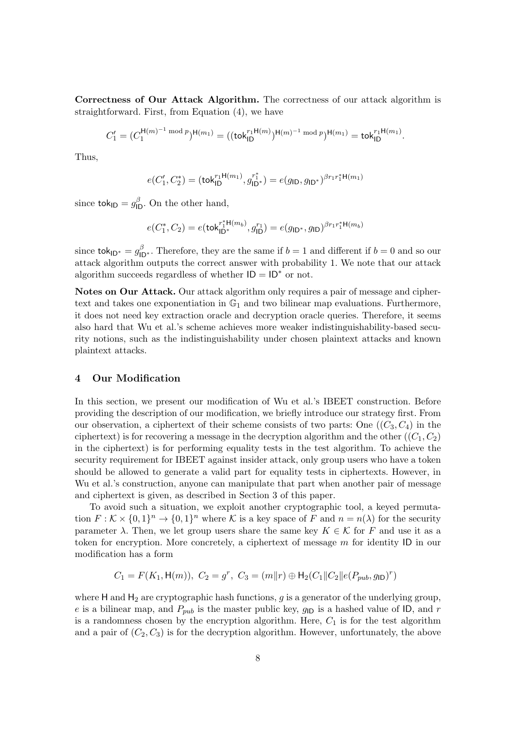**Correctness of Our Attack Algorithm.** The correctness of our attack algorithm is straightforward. First, from Equation (4), we have

$$C_1' = (C_1^{\mathsf{H}(m)^{-1} \bmod p})^{\mathsf{H}(m_1)} = ((\mathsf{tok}_{\mathsf{ID}}^{r_1 \mathsf{H}(m)})^{\mathsf{H}(m)^{-1} \bmod p})^{\mathsf{H}(m_1)} = \mathsf{tok}_{\mathsf{ID}}^{r_1 \mathsf{H}(m_1)}.$$

Thus,

$$e(C_1', C_2^*) = (\mathsf{tok}_{\mathsf{ID}}^{r_1 \mathsf{H}(m_1)}, g_{\mathsf{ID}^*}^{r_1^*}) = e(g_{\mathsf{ID}}, g_{\mathsf{ID}^*})^{\beta r_1 r_1^* \mathsf{H}(m_1)}$$

since $\mathsf{tok}_{\mathsf{ID}} = g_{\mathsf{ID}}^{\beta}$. On the other hand,

$$e(C_1^*, C_2) = e(\mathsf{tok}_{\mathsf{ID}^*}^{r_1^* \mathsf{H}(m_b)}, g_{\mathsf{ID}}^{r_1}) = e(g_{\mathsf{ID}^*}, g_{\mathsf{ID}})^{\beta r_1 r_1^* \mathsf{H}(m_b)}$$

since $\mathsf{tok}_{\mathsf{ID}^*} = g_{\mathsf{ID}^*}^{\beta}$. Therefore, they are the same if $b = 1$ and different if $b = 0$ and so our attack algorithm outputs the correct answer with probability 1. We note that our attack algorithm succeeds regardless of whether $\mathsf{ID} = \mathsf{ID}^*$ or not.

**Notes on Our Attack.** Our attack algorithm only requires a pair of message and ciphertext and takes one exponentiation in $\mathbb{G}_1$ and two bilinear map evaluations. Furthermore, it does not need key extraction oracle and decryption oracle queries. Therefore, it seems also hard that Wu et al.'s scheme achieves more weaker indistinguishability-based security notions, such as the indistinguishability under chosen plaintext attacks and known plaintext attacks.

## 4 Our Modification

In this section, we present our modification of Wu et al.'s IBEET construction. Before providing the description of our modification, we briefly introduce our strategy first. From our observation, a ciphertext of their scheme consists of two parts: One ($(C_3, C_4)$ in the ciphertext) is for recovering a message in the decryption algorithm and the other ($(C_1, C_2)$ in the ciphertext) is for performing equality tests in the test algorithm. To achieve the security requirement for IBEET against insider attack, only group users who have a token should be allowed to generate a valid part for equality tests in ciphertexts. However, in Wu et al.'s construction, anyone can manipulate that part when another pair of message and ciphertext is given, as described in Section 3 of this paper.

To avoid such a situation, we exploit another cryptographic tool, a keyed permutation $F : \mathcal{K} \times \{0,1\}^n \to \{0,1\}^n$ where $\mathcal{K}$ is a key space of $F$ and $n = n(\lambda)$ for the security parameter $\lambda$. Then, we let group users share the same key $K \in \mathcal{K}$ for $F$ and use it as a token for encryption. More concretely, a ciphertext of message $m$ for identity $\mathsf{ID}$ in our modification has a form

$$C_1 = F(K_1, \mathsf{H}(m)),\ C_2 = g^r,\ C_3 = (m \| r) \oplus \mathsf{H}_2(C_1 \| C_2 \| e(P_{pub}, g_{\mathsf{ID}})^r)$$

where $\mathsf{H}$ and $\mathsf{H}_2$ are cryptographic hash functions, $g$ is a generator of the underlying group, $e$ is a bilinear map, and $P_{pub}$ is the master public key, $g_{\mathsf{ID}}$ is a hashed value of $\mathsf{ID}$, and $r$ is a randomness chosen by the encryption algorithm. Here, $C_1$ is for the test algorithm and a pair of $(C_2, C_3)$ is for the decryption algorithm. However, unfortunately, the above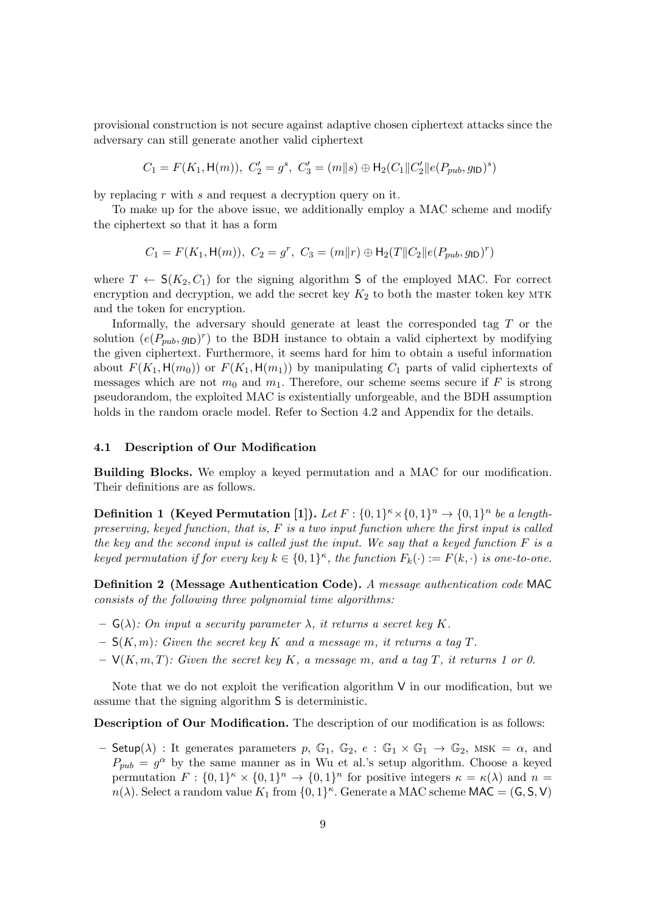provisional construction is not secure against adaptive chosen ciphertext attacks since the adversary can still generate another valid ciphertext

$$C_1 = F(K_1, \mathsf{H}(m)),\ C_2' = g^s,\ C_3' = (m\|s) \oplus \mathsf{H}_2(C_1\|C_2'\|e(P_{pub}, g_{\mathsf{ID}})^s)$$

by replacing $r$ with $s$ and request a decryption query on it.

To make up for the above issue, we additionally employ a MAC scheme and modify the ciphertext so that it has a form

$$C_1 = F(K_1, \mathsf{H}(m)),\ C_2 = g^r,\ C_3 = (m\|r) \oplus \mathsf{H}_2(T\|C_2\|e(P_{pub}, g_{\mathsf{ID}})^r)$$

where $T \leftarrow \mathsf{S}(K_2, C_1)$ for the signing algorithm $\mathsf{S}$ of the employed MAC. For correct encryption and decryption, we add the secret key $K_2$ to both the master token key MTK and the token for encryption.

Informally, the adversary should generate at least the corresponded tag $T$ or the solution $(e(P_{pub}, g_{\mathsf{ID}})^r)$ to the BDH instance to obtain a valid ciphertext by modifying the given ciphertext. Furthermore, it seems hard for him to obtain a useful information about $F(K_1, \mathsf{H}(m_0))$ or $F(K_1, \mathsf{H}(m_1))$ by manipulating $C_1$ parts of valid ciphertexts of messages which are not $m_0$ and $m_1$. Therefore, our scheme seems secure if $F$ is strong pseudorandom, the exploited MAC is existentially unforgeable, and the BDH assumption holds in the random oracle model. Refer to Section 4.2 and Appendix for the details.

### 4.1 Description of Our Modification

**Building Blocks.** We employ a keyed permutation and a MAC for our modification. Their definitions are as follows.

**Definition 1 (Keyed Permutation [1]).** *Let $F : \{0,1\}^\kappa \times \{0,1\}^n \rightarrow \{0,1\}^n$ be a length-preserving, keyed function, that is, $F$ is a two input function where the first input is called the key and the second input is called just the input. We say that a keyed function $F$ is a keyed permutation if for every key $k \in \{0,1\}^\kappa$, the function $F_k(\cdot) := F(k, \cdot)$ is one-to-one.*

**Definition 2 (Message Authentication Code).** *A message authentication code $\mathsf{MAC}$ consists of the following three polynomial time algorithms:*

- $\mathsf{G}(\lambda)$*: On input a security parameter $\lambda$, it returns a secret key $K$.*
- $\mathsf{S}(K, m)$*: Given the secret key $K$ and a message $m$, it returns a tag $T$.*
- $\mathsf{V}(K, m, T)$*: Given the secret key $K$, a message $m$, and a tag $T$, it returns 1 or 0.*

Note that we do not exploit the verification algorithm $\mathsf{V}$ in our modification, but we assume that the signing algorithm $\mathsf{S}$ is deterministic.

**Description of Our Modification.** The description of our modification is as follows:

- $\mathsf{Setup}(\lambda)$ : It generates parameters $p$, $\mathbb{G}_1$, $\mathbb{G}_2$, $e : \mathbb{G}_1 \times \mathbb{G}_1 \rightarrow \mathbb{G}_2$, MSK $= \alpha$, and $P_{pub} = g^\alpha$ by the same manner as in Wu et al.'s setup algorithm. Choose a keyed permutation $F : \{0,1\}^\kappa \times \{0,1\}^n \rightarrow \{0,1\}^n$ for positive integers $\kappa = \kappa(\lambda)$ and $n = n(\lambda)$. Select a random value $K_1$ from $\{0,1\}^\kappa$. Generate a MAC scheme $\mathsf{MAC} = (\mathsf{G}, \mathsf{S}, \mathsf{V})$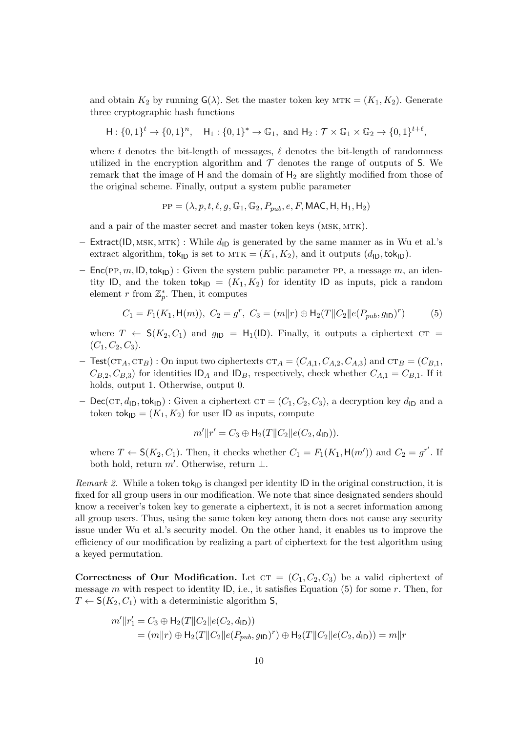and obtain $K_2$ by running $\mathsf{G}(\lambda)$. Set the master token key $\text{MTK} = (K_1, K_2)$. Generate three cryptographic hash functions

$$\mathsf{H} : \{0,1\}^t \to \{0,1\}^n, \quad \mathsf{H}_1 : \{0,1\}^* \to \mathbb{G}_1, \text{ and } \mathsf{H}_2 : \mathcal{T} \times \mathbb{G}_1 \times \mathbb{G}_2 \to \{0,1\}^{t+\ell},$$

where $t$ denotes the bit-length of messages, $\ell$ denotes the bit-length of randomness utilized in the encryption algorithm and $\mathcal{T}$ denotes the range of outputs of $\mathsf{S}$. We remark that the image of $\mathsf{H}$ and the domain of $\mathsf{H}_2$ are slightly modified from those of the original scheme. Finally, output a system public parameter

$$\text{PP} = (\lambda, p, t, \ell, g, \mathbb{G}_1, \mathbb{G}_2, P_{pub}, e, F, \mathsf{MAC}, \mathsf{H}, \mathsf{H}_1, \mathsf{H}_2)$$

and a pair of the master secret and master token keys (MSK, MTK).

- $\mathsf{Extract}(\mathsf{ID}, \text{MSK}, \text{MTK})$ : While $d_{\mathsf{ID}}$ is generated by the same manner as in Wu et al.'s extract algorithm, $\mathsf{tok}_{\mathsf{ID}}$ is set to $\text{MTK} = (K_1, K_2)$, and it outputs $(d_{\mathsf{ID}}, \mathsf{tok}_{\mathsf{ID}})$.
- $\mathsf{Enc}(\text{PP}, m, \mathsf{ID}, \mathsf{tok}_{\mathsf{ID}})$ : Given the system public parameter PP, a message $m$, an identity $\mathsf{ID}$, and the token $\mathsf{tok}_{\mathsf{ID}} = (K_1, K_2)$ for identity $\mathsf{ID}$ as inputs, pick a random element $r$ from $\mathbb{Z}_p^*$. Then, it computes

$$C_1 = F_1(K_1, \mathsf{H}(m)), \; C_2 = g^r, \; C_3 = (m \| r) \oplus \mathsf{H}_2(T \| C_2 \| e(P_{pub}, g_{\mathsf{ID}})^r) \tag{5}$$

where $T \leftarrow \mathsf{S}(K_2, C_1)$ and $g_{\mathsf{ID}} = \mathsf{H}_1(\mathsf{ID})$. Finally, it outputs a ciphertext $\text{CT} = (C_1, C_2, C_3)$.
- $\mathsf{Test}(\text{CT}_A, \text{CT}_B)$ : On input two ciphertexts $\text{CT}_A = (C_{A,1}, C_{A,2}, C_{A,3})$ and $\text{CT}_B = (C_{B,1}, C_{B,2}, C_{B,3})$ for identities $\mathsf{ID}_A$ and $\mathsf{ID}_B$, respectively, check whether $C_{A,1} = C_{B,1}$. If it holds, output 1. Otherwise, output 0.
- $\mathsf{Dec}(\text{CT}, d_{\mathsf{ID}}, \mathsf{tok}_{\mathsf{ID}})$ : Given a ciphertext $\text{CT} = (C_1, C_2, C_3)$, a decryption key $d_{\mathsf{ID}}$ and a token $\mathsf{tok}_{\mathsf{ID}} = (K_1, K_2)$ for user $\mathsf{ID}$ as inputs, compute

$$m' \| r' = C_3 \oplus \mathsf{H}_2(T \| C_2 \| e(C_2, d_{\mathsf{ID}})).$$

where $T \leftarrow \mathsf{S}(K_2, C_1)$. Then, it checks whether $C_1 = F_1(K_1, \mathsf{H}(m'))$ and $C_2 = g^{r'}$. If both hold, return $m'$. Otherwise, return $\perp$.

*Remark 2.* While a token $\mathsf{tok}_{\mathsf{ID}}$ is changed per identity $\mathsf{ID}$ in the original construction, it is fixed for all group users in our modification. We note that since designated senders should know a receiver's token key to generate a ciphertext, it is not a secret information among all group users. Thus, using the same token key among them does not cause any security issue under Wu et al.'s security model. On the other hand, it enables us to improve the efficiency of our modification by realizing a part of ciphertext for the test algorithm using a keyed permutation.

**Correctness of Our Modification.** Let $\text{CT} = (C_1, C_2, C_3)$ be a valid ciphertext of message $m$ with respect to identity $\mathsf{ID}$, i.e., it satisfies Equation (5) for some $r$. Then, for $T \leftarrow \mathsf{S}(K_2, C_1)$ with a deterministic algorithm $\mathsf{S}$,

$$\begin{aligned} m' \| r_1' &= C_3 \oplus \mathsf{H}_2(T \| C_2 \| e(C_2, d_{\mathsf{ID}})) \\ &= (m \| r) \oplus \mathsf{H}_2(T \| C_2 \| e(P_{pub}, g_{\mathsf{ID}})^r) \oplus \mathsf{H}_2(T \| C_2 \| e(C_2, d_{\mathsf{ID}})) = m \| r \end{aligned}$$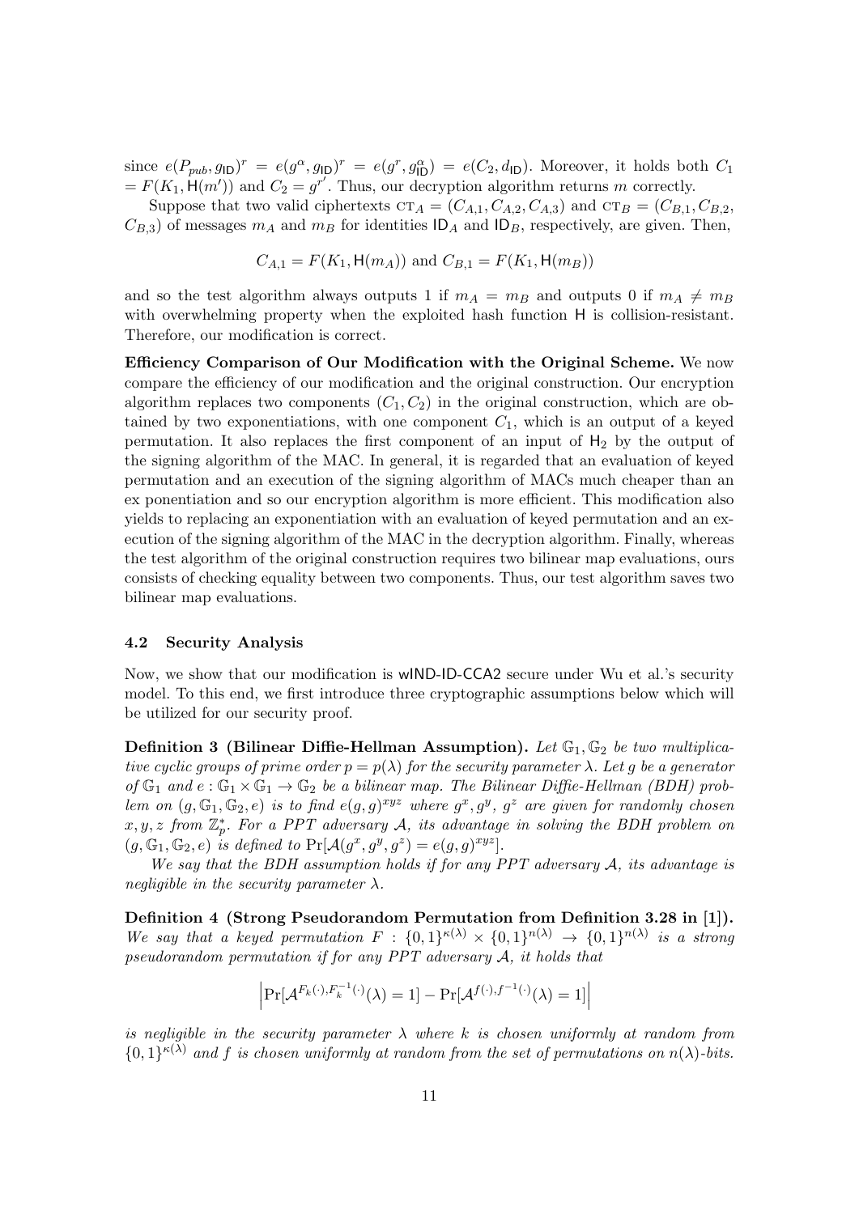since $e(P_{pub}, g_{\mathsf{ID}})^r = e(g^\alpha, g_{\mathsf{ID}})^r = e(g^r, g_{\mathsf{ID}}^\alpha) = e(C_2, d_{\mathsf{ID}})$. Moreover, it holds both $C_1 = F(K_1, \mathsf{H}(m'))$ and $C_2 = g^{r'}$. Thus, our decryption algorithm returns $m$ correctly.

Suppose that two valid ciphertexts $\text{CT}_A = (C_{A,1}, C_{A,2}, C_{A,3})$ and $\text{CT}_B = (C_{B,1}, C_{B,2}, C_{B,3})$ of messages $m_A$ and $m_B$ for identities $\mathsf{ID}_A$ and $\mathsf{ID}_B$, respectively, are given. Then,

$$C_{A,1} = F(K_1, \mathsf{H}(m_A)) \text{ and } C_{B,1} = F(K_1, \mathsf{H}(m_B))$$

and so the test algorithm always outputs 1 if $m_A = m_B$ and outputs 0 if $m_A \neq m_B$ with overwhelming property when the exploited hash function $\mathsf{H}$ is collision-resistant. Therefore, our modification is correct.

**Efficiency Comparison of Our Modification with the Original Scheme.** We now compare the efficiency of our modification and the original construction. Our encryption algorithm replaces two components $(C_1, C_2)$ in the original construction, which are obtained by two exponentiations, with one component $C_1$, which is an output of a keyed permutation. It also replaces the first component of an input of $\mathsf{H}_2$ by the output of the signing algorithm of the MAC. In general, it is regarded that an evaluation of keyed permutation and an execution of the signing algorithm of MACs much cheaper than an ex ponentiation and so our encryption algorithm is more efficient. This modification also yields to replacing an exponentiation with an evaluation of keyed permutation and an execution of the signing algorithm of the MAC in the decryption algorithm. Finally, whereas the test algorithm of the original construction requires two bilinear map evaluations, ours consists of checking equality between two components. Thus, our test algorithm saves two bilinear map evaluations.

### 4.2 Security Analysis

Now, we show that our modification is wIND-ID-CCA2 secure under Wu et al.'s security model. To this end, we first introduce three cryptographic assumptions below which will be utilized for our security proof.

**Definition 3 (Bilinear Diffie-Hellman Assumption).** *Let $\mathbb{G}_1, \mathbb{G}_2$ be two multiplicative cyclic groups of prime order $p = p(\lambda)$ for the security parameter $\lambda$. Let $g$ be a generator of $\mathbb{G}_1$ and $e : \mathbb{G}_1 \times \mathbb{G}_1 \to \mathbb{G}_2$ be a bilinear map. The Bilinear Diffie-Hellman (BDH) problem on $(g, \mathbb{G}_1, \mathbb{G}_2, e)$ is to find $e(g, g)^{xyz}$ where $g^x, g^y$, $g^z$ are given for randomly chosen $x, y, z$ from $\mathbb{Z}_p^*$. For a PPT adversary $\mathcal{A}$, its advantage in solving the BDH problem on $(g, \mathbb{G}_1, \mathbb{G}_2, e)$ is defined to $\Pr[\mathcal{A}(g^x, g^y, g^z) = e(g, g)^{xyz}]$.*

*We say that the BDH assumption holds if for any PPT adversary $\mathcal{A}$, its advantage is negligible in the security parameter $\lambda$.*

**Definition 4 (Strong Pseudorandom Permutation from Definition 3.28 in [1]).** *We say that a keyed permutation $F : \{0,1\}^{\kappa(\lambda)} \times \{0,1\}^{n(\lambda)} \to \{0,1\}^{n(\lambda)}$ is a strong pseudorandom permutation if for any PPT adversary $\mathcal{A}$, it holds that*

$$\left| \Pr[\mathcal{A}^{F_k(\cdot), F_k^{-1}(\cdot)}(\lambda) = 1] - \Pr[\mathcal{A}^{f(\cdot), f^{-1}(\cdot)}(\lambda) = 1] \right|$$

*is negligible in the security parameter $\lambda$ where $k$ is chosen uniformly at random from $\{0,1\}^{\kappa(\lambda)}$ and $f$ is chosen uniformly at random from the set of permutations on $n(\lambda)$-bits.*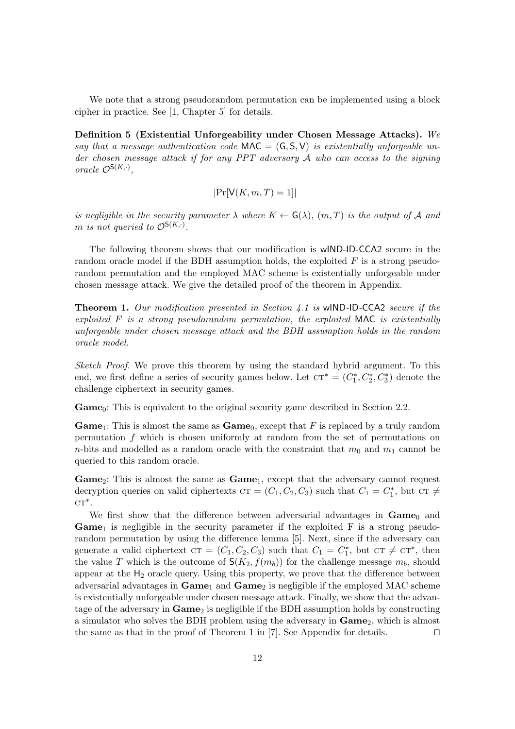We note that a strong pseudorandom permutation can be implemented using a block cipher in practice. See [1, Chapter 5] for details.

**Definition 5 (Existential Unforgeability under Chosen Message Attacks).** *We say that a message authentication code $\mathsf{MAC} = (\mathsf{G}, \mathsf{S}, \mathsf{V})$ is existentially unforgeable under chosen message attack if for any PPT adversary $\mathcal{A}$ who can access to the signing oracle $\mathcal{O}^{\mathsf{S}(K,\cdot)}$,*

$$|\Pr[\mathsf{V}(K, m, T) = 1]|$$

*is negligible in the security parameter $\lambda$ where $K \leftarrow \mathsf{G}(\lambda)$, $(m, T)$ is the output of $\mathcal{A}$ and $m$ is not queried to $\mathcal{O}^{\mathsf{S}(K,\cdot)}$.*

The following theorem shows that our modification is wIND-ID-CCA2 secure in the random oracle model if the BDH assumption holds, the exploited $F$ is a strong pseudorandom permutation and the employed MAC scheme is existentially unforgeable under chosen message attack. We give the detailed proof of the theorem in Appendix.

**Theorem 1.** *Our modification presented in Section 4.1 is wIND-ID-CCA2 secure if the exploited $F$ is a strong pseudorandom permutation, the exploited MAC is existentially unforgeable under chosen message attack and the BDH assumption holds in the random oracle model.*

*Sketch Proof.* We prove this theorem by using the standard hybrid argument. To this end, we first define a series of security games below. Let $\text{CT}^* = (C_1^*, C_2^*, C_3^*)$ denote the challenge ciphertext in security games.

**Game**$_0$: This is equivalent to the original security game described in Section 2.2.

**Game**$_1$: This is almost the same as **Game**$_0$, except that $F$ is replaced by a truly random permutation $f$ which is chosen uniformly at random from the set of permutations on $n$-bits and modelled as a random oracle with the constraint that $m_0$ and $m_1$ cannot be queried to this random oracle.

**Game**$_2$: This is almost the same as **Game**$_1$, except that the adversary cannot request decryption queries on valid ciphertexts $\text{CT} = (C_1, C_2, C_3)$ such that $C_1 = C_1^*$, but $\text{CT} \neq \text{CT}^*$.

We first show that the difference between adversarial advantages in **Game**$_0$ and **Game**$_1$ is negligible in the security parameter if the exploited F is a strong pseudorandom permutation by using the difference lemma [5]. Next, since if the adversary can generate a valid ciphertext $\text{CT} = (C_1, C_2, C_3)$ such that $C_1 = C_1^*$, but $\text{CT} \neq \text{CT}^*$, then the value $T$ which is the outcome of $\mathsf{S}(K_2, f(m_b))$ for the challenge message $m_b$, should appear at the $\mathsf{H}_2$ oracle query. Using this property, we prove that the difference between adversarial advantages in **Game**$_1$ and **Game**$_2$ is negligible if the employed MAC scheme is existentially unforgeable under chosen message attack. Finally, we show that the advantage of the adversary in **Game**$_2$ is negligible if the BDH assumption holds by constructing a simulator who solves the BDH problem using the adversary in **Game**$_2$, which is almost the same as that in the proof of Theorem 1 in [7]. See Appendix for details. $\square$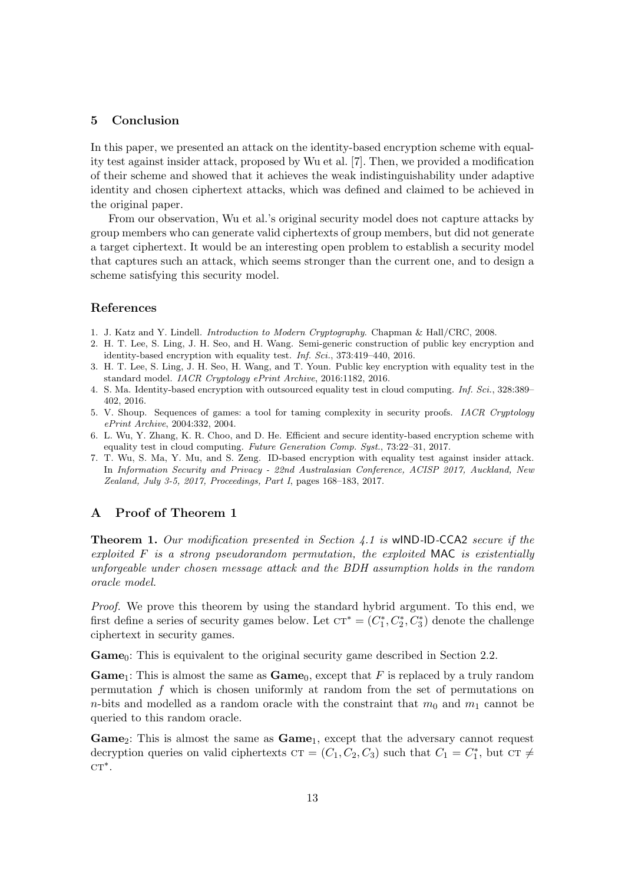## 5 Conclusion

In this paper, we presented an attack on the identity-based encryption scheme with equality test against insider attack, proposed by Wu et al. [7]. Then, we provided a modification of their scheme and showed that it achieves the weak indistinguishability under adaptive identity and chosen ciphertext attacks, which was defined and claimed to be achieved in the original paper.

From our observation, Wu et al.'s original security model does not capture attacks by group members who can generate valid ciphertexts of group members, but did not generate a target ciphertext. It would be an interesting open problem to establish a security model that captures such an attack, which seems stronger than the current one, and to design a scheme satisfying this security model.

### References

1. J. Katz and Y. Lindell. *Introduction to Modern Cryptography*. Chapman & Hall/CRC, 2008.
2. H. T. Lee, S. Ling, J. H. Seo, and H. Wang. Semi-generic construction of public key encryption and identity-based encryption with equality test. *Inf. Sci.*, 373:419–440, 2016.
3. H. T. Lee, S. Ling, J. H. Seo, H. Wang, and T. Youn. Public key encryption with equality test in the standard model. *IACR Cryptology ePrint Archive*, 2016:1182, 2016.
4. S. Ma. Identity-based encryption with outsourced equality test in cloud computing. *Inf. Sci.*, 328:389–402, 2016.
5. V. Shoup. Sequences of games: a tool for taming complexity in security proofs. *IACR Cryptology ePrint Archive*, 2004:332, 2004.
6. L. Wu, Y. Zhang, K. R. Choo, and D. He. Efficient and secure identity-based encryption scheme with equality test in cloud computing. *Future Generation Comp. Syst.*, 73:22–31, 2017.
7. T. Wu, S. Ma, Y. Mu, and S. Zeng. ID-based encryption with equality test against insider attack. In *Information Security and Privacy - 22nd Australasian Conference, ACISP 2017, Auckland, New Zealand, July 3-5, 2017, Proceedings, Part I*, pages 168–183, 2017.

## A Proof of Theorem 1

**Theorem 1.** *Our modification presented in Section 4.1 is* wIND-ID-CCA2 *secure if the exploited $F$ is a strong pseudorandom permutation, the exploited* MAC *is existentially unforgeable under chosen message attack and the BDH assumption holds in the random oracle model.*

*Proof.* We prove this theorem by using the standard hybrid argument. To this end, we first define a series of security games below. Let $\text{CT}^* = (C_1^*, C_2^*, C_3^*)$ denote the challenge ciphertext in security games.

**Game**$_0$: This is equivalent to the original security game described in Section 2.2.

**Game**$_1$: This is almost the same as **Game**$_0$, except that $F$ is replaced by a truly random permutation $f$ which is chosen uniformly at random from the set of permutations on $n$-bits and modelled as a random oracle with the constraint that $m_0$ and $m_1$ cannot be queried to this random oracle.

**Game**$_2$: This is almost the same as **Game**$_1$, except that the adversary cannot request decryption queries on valid ciphertexts $\text{CT} = (C_1, C_2, C_3)$ such that $C_1 = C_1^*$, but $\text{CT} \neq \text{CT}^*$.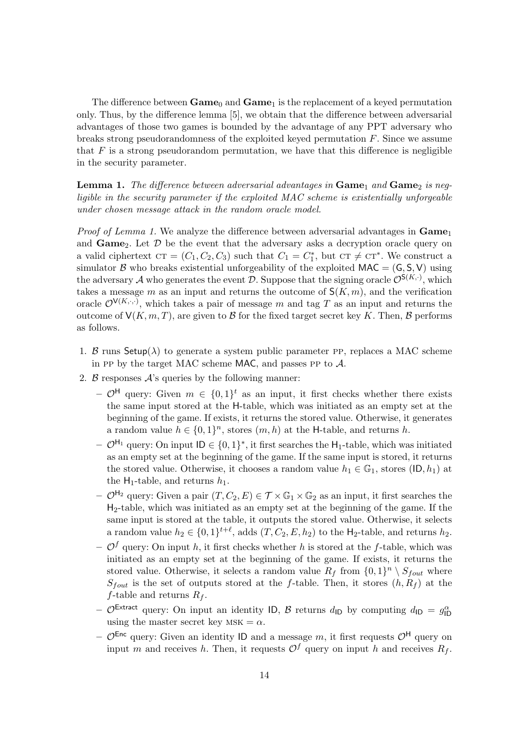The difference between $\mathbf{Game}_0$ and $\mathbf{Game}_1$ is the replacement of a keyed permutation only. Thus, by the difference lemma [5], we obtain that the difference between adversarial advantages of those two games is bounded by the advantage of any PPT adversary who breaks strong pseudorandomness of the exploited keyed permutation $F$. Since we assume that $F$ is a strong pseudorandom permutation, we have that this difference is negligible in the security parameter.

**Lemma 1.** *The difference between adversarial advantages in $\mathbf{Game}_1$ and $\mathbf{Game}_2$ is negligible in the security parameter if the exploited MAC scheme is existentially unforgeable under chosen message attack in the random oracle model.*

*Proof of Lemma 1.* We analyze the difference between adversarial advantages in $\mathbf{Game}_1$ and $\mathbf{Game}_2$. Let $\mathcal{D}$ be the event that the adversary asks a decryption oracle query on a valid ciphertext $\text{CT} = (C_1, C_2, C_3)$ such that $C_1 = C_1^*$, but $\text{CT} \neq \text{CT}^*$. We construct a simulator $\mathcal{B}$ who breaks existential unforgeability of the exploited $\mathsf{MAC} = (\mathsf{G}, \mathsf{S}, \mathsf{V})$ using the adversary $\mathcal{A}$ who generates the event $\mathcal{D}$. Suppose that the signing oracle $\mathcal{O}^{\mathsf{S}(K,\cdot)}$, which takes a message $m$ as an input and returns the outcome of $\mathsf{S}(K, m)$, and the verification oracle $\mathcal{O}^{\mathsf{V}(K,\cdot,\cdot)}$, which takes a pair of message $m$ and tag $T$ as an input and returns the outcome of $\mathsf{V}(K, m, T)$, are given to $\mathcal{B}$ for the fixed target secret key $K$. Then, $\mathcal{B}$ performs as follows.

1. $\mathcal{B}$ runs $\mathsf{Setup}(\lambda)$ to generate a system public parameter PP, replaces a MAC scheme in PP by the target MAC scheme $\mathsf{MAC}$, and passes PP to $\mathcal{A}$.
2. $\mathcal{B}$ responses $\mathcal{A}$'s queries by the following manner:
   - $\mathcal{O}^{\mathsf{H}}$ query: Given $m \in \{0,1\}^t$ as an input, it first checks whether there exists the same input stored at the $\mathsf{H}$-table, which was initiated as an empty set at the beginning of the game. If exists, it returns the stored value. Otherwise, it generates a random value $h \in \{0,1\}^n$, stores $(m, h)$ at the $\mathsf{H}$-table, and returns $h$.
   - $\mathcal{O}^{\mathsf{H}_1}$ query: On input $\mathsf{ID} \in \{0,1\}^*$, it first searches the $\mathsf{H}_1$-table, which was initiated as an empty set at the beginning of the game. If the same input is stored, it returns the stored value. Otherwise, it chooses a random value $h_1 \in \mathbb{G}_1$, stores $(\mathsf{ID}, h_1)$ at the $\mathsf{H}_1$-table, and returns $h_1$.
   - $\mathcal{O}^{\mathsf{H}_2}$ query: Given a pair $(T, C_2, E) \in \mathcal{T} \times \mathbb{G}_1 \times \mathbb{G}_2$ as an input, it first searches the $\mathsf{H}_2$-table, which was initiated as an empty set at the beginning of the game. If the same input is stored at the table, it outputs the stored value. Otherwise, it selects a random value $h_2 \in \{0,1\}^{t+\ell}$, adds $(T, C_2, E, h_2)$ to the $\mathsf{H}_2$-table, and returns $h_2$.
   - $\mathcal{O}^f$ query: On input $h$, it first checks whether $h$ is stored at the $f$-table, which was initiated as an empty set at the beginning of the game. If exists, it returns the stored value. Otherwise, it selects a random value $R_f$ from $\{0,1\}^n \setminus S_{fout}$ where $S_{fout}$ is the set of outputs stored at the $f$-table. Then, it stores $(h, R_f)$ at the $f$-table and returns $R_f$.
   - $\mathcal{O}^{\mathsf{Extract}}$ query: On input an identity $\mathsf{ID}$, $\mathcal{B}$ returns $d_{\mathsf{ID}}$ by computing $d_{\mathsf{ID}} = g_{\mathsf{ID}}^{\alpha}$ using the master secret key $\text{MSK} = \alpha$.
   - $\mathcal{O}^{\mathsf{Enc}}$ query: Given an identity $\mathsf{ID}$ and a message $m$, it first requests $\mathcal{O}^{\mathsf{H}}$ query on input $m$ and receives $h$. Then, it requests $\mathcal{O}^f$ query on input $h$ and receives $R_f$.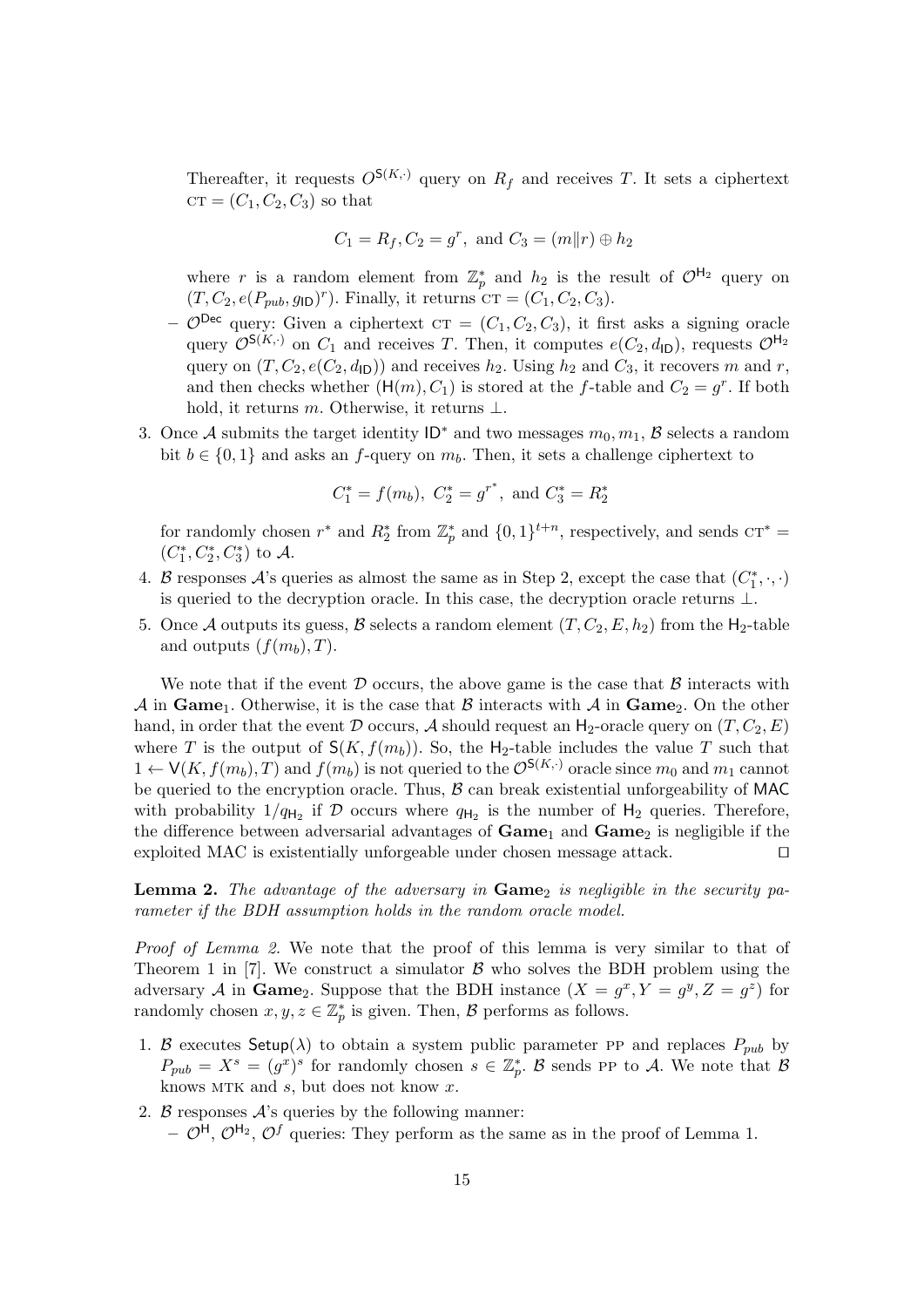Thereafter, it requests $O^{\mathsf{S}(K,\cdot)}$ query on $R_f$ and receives $T$. It sets a ciphertext $\text{CT} = (C_1, C_2, C_3)$ so that

$$C_1 = R_f, C_2 = g^r, \text{ and } C_3 = (m \| r) \oplus h_2$$

where $r$ is a random element from $\mathbb{Z}_p^*$ and $h_2$ is the result of $\mathcal{O}^{\mathsf{H}_2}$ query on $(T, C_2, e(P_{pub}, g_{\mathsf{ID}})^r)$. Finally, it returns $\text{CT} = (C_1, C_2, C_3)$.

  - $\mathcal{O}^{\mathsf{Dec}}$ query: Given a ciphertext $\text{CT} = (C_1, C_2, C_3)$, it first asks a signing oracle query $\mathcal{O}^{\mathsf{S}(K,\cdot)}$ on $C_1$ and receives $T$. Then, it computes $e(C_2, d_{\mathsf{ID}})$, requests $\mathcal{O}^{\mathsf{H}_2}$ query on $(T, C_2, e(C_2, d_{\mathsf{ID}}))$ and receives $h_2$. Using $h_2$ and $C_3$, it recovers $m$ and $r$, and then checks whether $(\mathsf{H}(m), C_1)$ is stored at the $f$-table and $C_2 = g^r$. If both hold, it returns $m$. Otherwise, it returns $\perp$.

3. Once $\mathcal{A}$ submits the target identity $\mathsf{ID}^*$ and two messages $m_0, m_1$, $\mathcal{B}$ selects a random bit $b \in \{0, 1\}$ and asks an $f$-query on $m_b$. Then, it sets a challenge ciphertext to

$$C_1^* = f(m_b),\ C_2^* = g^{r^*}, \text{ and } C_3^* = R_2^*$$

for randomly chosen $r^*$ and $R_2^*$ from $\mathbb{Z}_p^*$ and $\{0,1\}^{t+n}$, respectively, and sends $\text{CT}^* = (C_1^*, C_2^*, C_3^*)$ to $\mathcal{A}$.

4. $\mathcal{B}$ responses $\mathcal{A}$'s queries as almost the same as in Step 2, except the case that $(C_1^*, \cdot, \cdot)$ is queried to the decryption oracle. In this case, the decryption oracle returns $\perp$.
5. Once $\mathcal{A}$ outputs its guess, $\mathcal{B}$ selects a random element $(T, C_2, E, h_2)$ from the $\mathsf{H}_2$-table and outputs $(f(m_b), T)$.

We note that if the event $\mathcal{D}$ occurs, the above game is the case that $\mathcal{B}$ interacts with $\mathcal{A}$ in **Game**$_1$. Otherwise, it is the case that $\mathcal{B}$ interacts with $\mathcal{A}$ in **Game**$_2$. On the other hand, in order that the event $\mathcal{D}$ occurs, $\mathcal{A}$ should request an $\mathsf{H}_2$-oracle query on $(T, C_2, E)$ where $T$ is the output of $\mathsf{S}(K, f(m_b))$. So, the $\mathsf{H}_2$-table includes the value $T$ such that $1 \leftarrow \mathsf{V}(K, f(m_b), T)$ and $f(m_b)$ is not queried to the $\mathcal{O}^{\mathsf{S}(K,\cdot)}$ oracle since $m_0$ and $m_1$ cannot be queried to the encryption oracle. Thus, $\mathcal{B}$ can break existential unforgeability of $\mathsf{MAC}$ with probability $1/q_{\mathsf{H}_2}$ if $\mathcal{D}$ occurs where $q_{\mathsf{H}_2}$ is the number of $\mathsf{H}_2$ queries. Therefore, the difference between adversarial advantages of **Game**$_1$ and **Game**$_2$ is negligible if the exploited MAC is existentially unforgeable under chosen message attack. $\square$

**Lemma 2.** *The advantage of the adversary in* **Game**$_2$ *is negligible in the security parameter if the BDH assumption holds in the random oracle model.*

*Proof of Lemma 2.* We note that the proof of this lemma is very similar to that of Theorem 1 in [7]. We construct a simulator $\mathcal{B}$ who solves the BDH problem using the adversary $\mathcal{A}$ in **Game**$_2$. Suppose that the BDH instance $(X = g^x, Y = g^y, Z = g^z)$ for randomly chosen $x, y, z \in \mathbb{Z}_p^*$ is given. Then, $\mathcal{B}$ performs as follows.

1. $\mathcal{B}$ executes $\mathsf{Setup}(\lambda)$ to obtain a system public parameter PP and replaces $P_{pub}$ by $P_{pub} = X^s = (g^x)^s$ for randomly chosen $s \in \mathbb{Z}_p^*$. $\mathcal{B}$ sends PP to $\mathcal{A}$. We note that $\mathcal{B}$ knows MTK and $s$, but does not know $x$.
2. $\mathcal{B}$ responses $\mathcal{A}$'s queries by the following manner:
   - $\mathcal{O}^{\mathsf{H}}$, $\mathcal{O}^{\mathsf{H}_2}$, $\mathcal{O}^f$ queries: They perform as the same as in the proof of Lemma 1.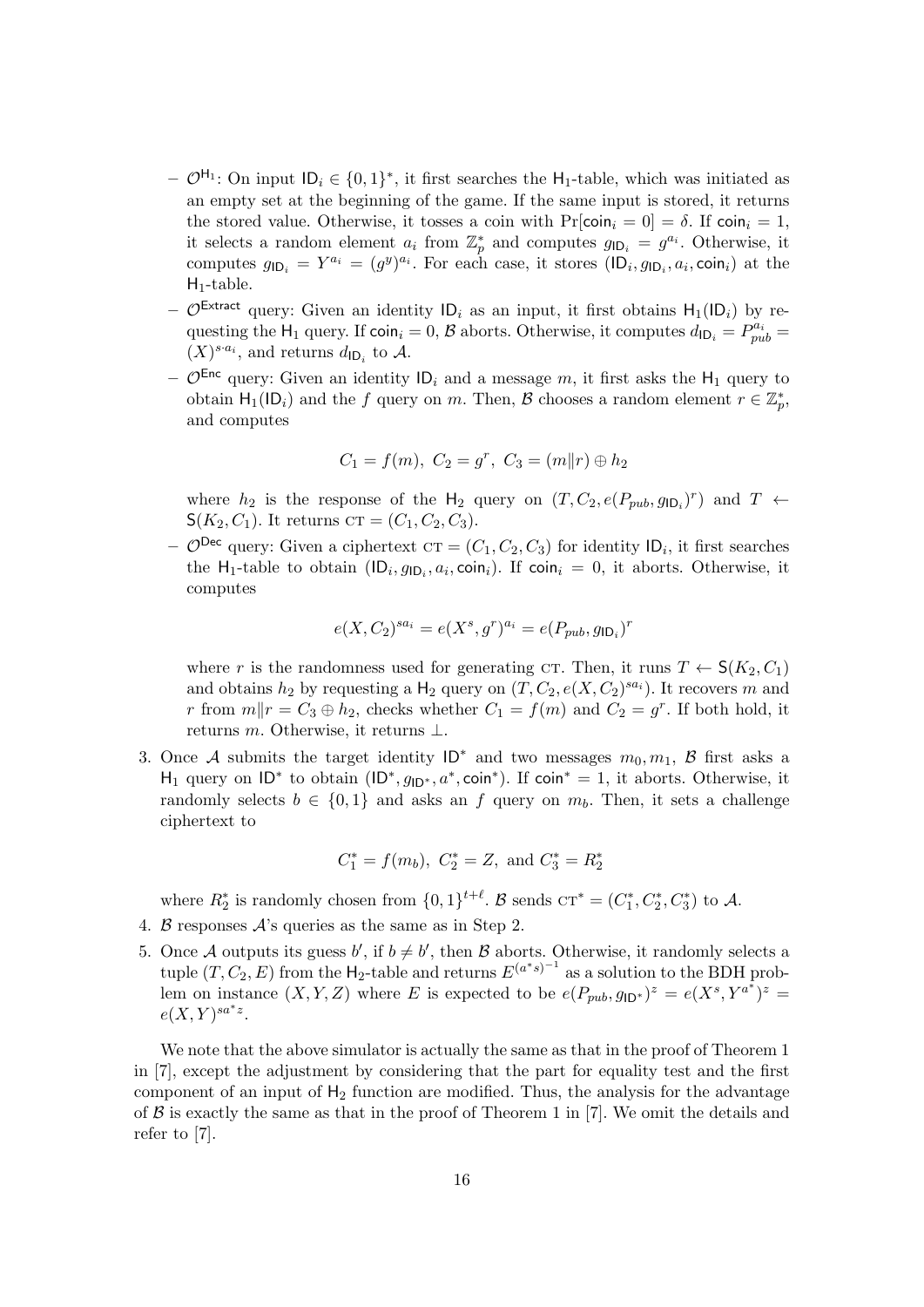– $\mathcal{O}^{\mathsf{H}_1}$: On input $\mathsf{ID}_i \in \{0,1\}^*$, it first searches the $\mathsf{H}_1$-table, which was initiated as an empty set at the beginning of the game. If the same input is stored, it returns the stored value. Otherwise, it tosses a coin with $\Pr[\mathsf{coin}_i = 0] = \delta$. If $\mathsf{coin}_i = 1$, it selects a random element $a_i$ from $\mathbb{Z}_p^*$ and computes $g_{\mathsf{ID}_i} = g^{a_i}$. Otherwise, it computes $g_{\mathsf{ID}_i} = Y^{a_i} = (g^y)^{a_i}$. For each case, it stores $(\mathsf{ID}_i, g_{\mathsf{ID}_i}, a_i, \mathsf{coin}_i)$ at the $\mathsf{H}_1$-table.

– $\mathcal{O}^{\mathsf{Extract}}$ query: Given an identity $\mathsf{ID}_i$ as an input, it first obtains $\mathsf{H}_1(\mathsf{ID}_i)$ by requesting the $\mathsf{H}_1$ query. If $\mathsf{coin}_i = 0$, $\mathcal{B}$ aborts. Otherwise, it computes $d_{\mathsf{ID}_i} = P_{pub}^{a_i} = (X)^{s \cdot a_i}$, and returns $d_{\mathsf{ID}_i}$ to $\mathcal{A}$.

– $\mathcal{O}^{\mathsf{Enc}}$ query: Given an identity $\mathsf{ID}_i$ and a message $m$, it first asks the $\mathsf{H}_1$ query to obtain $\mathsf{H}_1(\mathsf{ID}_i)$ and the $f$ query on $m$. Then, $\mathcal{B}$ chooses a random element $r \in \mathbb{Z}_p^*$, and computes

$$C_1 = f(m),\ C_2 = g^r,\ C_3 = (m \| r) \oplus h_2$$

where $h_2$ is the response of the $\mathsf{H}_2$ query on $(T, C_2, e(P_{pub}, g_{\mathsf{ID}_i})^r)$ and $T \leftarrow \mathsf{S}(K_2, C_1)$. It returns $\text{CT} = (C_1, C_2, C_3)$.

– $\mathcal{O}^{\mathsf{Dec}}$ query: Given a ciphertext $\text{CT} = (C_1, C_2, C_3)$ for identity $\mathsf{ID}_i$, it first searches the $\mathsf{H}_1$-table to obtain $(\mathsf{ID}_i, g_{\mathsf{ID}_i}, a_i, \mathsf{coin}_i)$. If $\mathsf{coin}_i = 0$, it aborts. Otherwise, it computes

$$e(X, C_2)^{s a_i} = e(X^s, g^r)^{a_i} = e(P_{pub}, g_{\mathsf{ID}_i})^r$$

where $r$ is the randomness used for generating CT. Then, it runs $T \leftarrow \mathsf{S}(K_2, C_1)$ and obtains $h_2$ by requesting a $\mathsf{H}_2$ query on $(T, C_2, e(X, C_2)^{s a_i})$. It recovers $m$ and $r$ from $m \| r = C_3 \oplus h_2$, checks whether $C_1 = f(m)$ and $C_2 = g^r$. If both hold, it returns $m$. Otherwise, it returns $\perp$.

3. Once $\mathcal{A}$ submits the target identity $\mathsf{ID}^*$ and two messages $m_0, m_1$, $\mathcal{B}$ first asks a $\mathsf{H}_1$ query on $\mathsf{ID}^*$ to obtain $(\mathsf{ID}^*, g_{\mathsf{ID}^*}, a^*, \mathsf{coin}^*)$. If $\mathsf{coin}^* = 1$, it aborts. Otherwise, it randomly selects $b \in \{0,1\}$ and asks an $f$ query on $m_b$. Then, it sets a challenge ciphertext to

$$C_1^* = f(m_b),\ C_2^* = Z,\ \text{and}\ C_3^* = R_2^*$$

where $R_2^*$ is randomly chosen from $\{0,1\}^{t+\ell}$. $\mathcal{B}$ sends $\text{CT}^* = (C_1^*, C_2^*, C_3^*)$ to $\mathcal{A}$.

4. $\mathcal{B}$ responses $\mathcal{A}$'s queries as the same as in Step 2.

5. Once $\mathcal{A}$ outputs its guess $b'$, if $b \neq b'$, then $\mathcal{B}$ aborts. Otherwise, it randomly selects a tuple $(T, C_2, E)$ from the $\mathsf{H}_2$-table and returns $E^{(a^* s)^{-1}}$ as a solution to the BDH problem on instance $(X, Y, Z)$ where $E$ is expected to be $e(P_{pub}, g_{\mathsf{ID}^*})^z = e(X^s, Y^{a^*})^z = e(X, Y)^{s a^* z}$.

We note that the above simulator is actually the same as that in the proof of Theorem 1 in [7], except the adjustment by considering that the part for equality test and the first component of an input of $\mathsf{H}_2$ function are modified. Thus, the analysis for the advantage of $\mathcal{B}$ is exactly the same as that in the proof of Theorem 1 in [7]. We omit the details and refer to [7].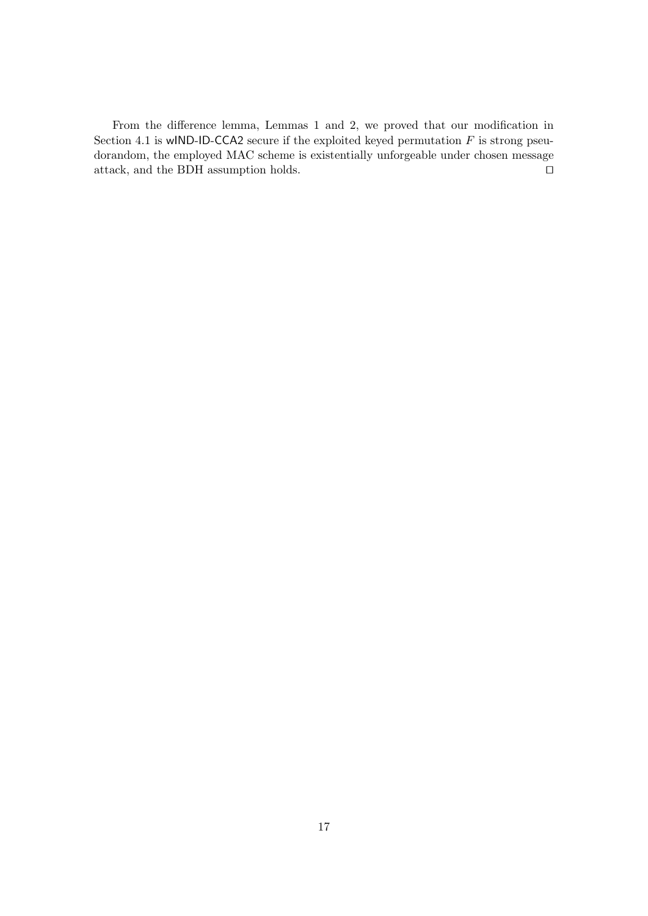From the difference lemma, Lemmas 1 and 2, we proved that our modification in Section 4.1 is wIND-ID-CCA2 secure if the exploited keyed permutation $F$ is strong pseudorandom, the employed MAC scheme is existentially unforgeable under chosen message attack, and the BDH assumption holds. $\square$